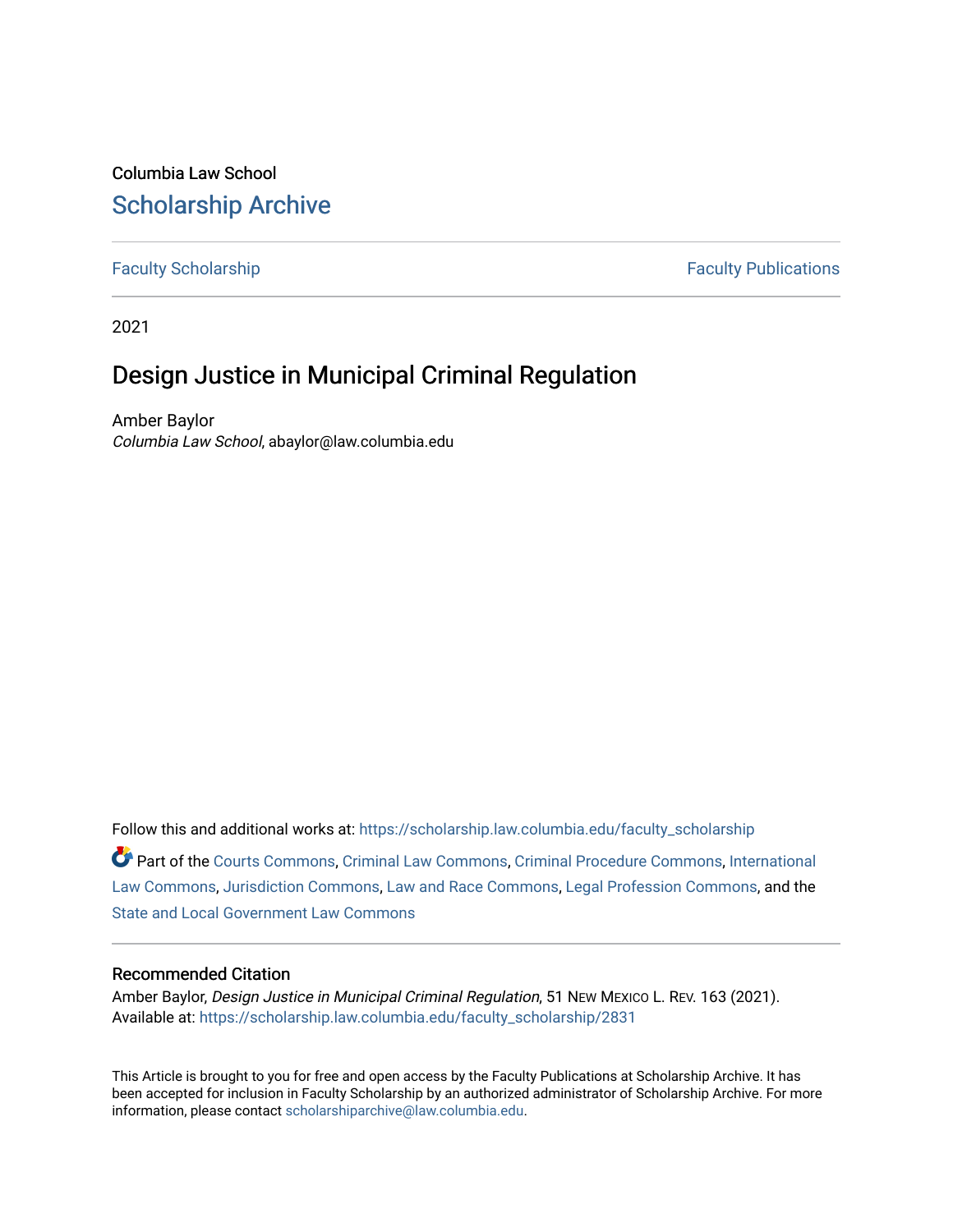Columbia Law School

# Scholarship Archive

Faculty Scholarship | Faculty Publications

2021

# Design Justice in Municipal Criminal Regulation

Amber Baylor
*Columbia Law School*, abaylor@law.columbia.edu

Follow this and additional works at: https://scholarship.law.columbia.edu/faculty_scholarship

Part of the Courts Commons, Criminal Law Commons, Criminal Procedure Commons, International Law Commons, Jurisdiction Commons, Law and Race Commons, Legal Profession Commons, and the State and Local Government Law Commons

## Recommended Citation

Amber Baylor, *Design Justice in Municipal Criminal Regulation*, 51 NEW MEXICO L. REV. 163 (2021).
Available at: https://scholarship.law.columbia.edu/faculty_scholarship/2831

This Article is brought to you for free and open access by the Faculty Publications at Scholarship Archive. It has been accepted for inclusion in Faculty Scholarship by an authorized administrator of Scholarship Archive. For more information, please contact scholarshiparchive@law.columbia.edu.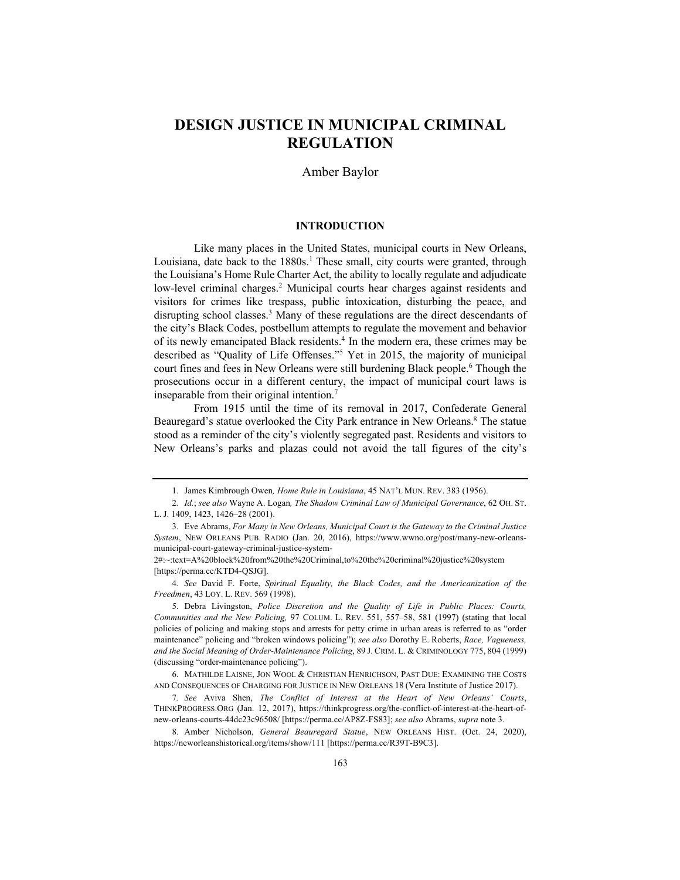# DESIGN JUSTICE IN MUNICIPAL CRIMINAL REGULATION

Amber Baylor

## INTRODUCTION

Like many places in the United States, municipal courts in New Orleans, Louisiana, date back to the 1880s.[1] These small, city courts were granted, through the Louisiana's Home Rule Charter Act, the ability to locally regulate and adjudicate low-level criminal charges.[2] Municipal courts hear charges against residents and visitors for crimes like trespass, public intoxication, disturbing the peace, and disrupting school classes.[3] Many of these regulations are the direct descendants of the city's Black Codes, postbellum attempts to regulate the movement and behavior of its newly emancipated Black residents.[4] In the modern era, these crimes may be described as "Quality of Life Offenses."[5] Yet in 2015, the majority of municipal court fines and fees in New Orleans were still burdening Black people.[6] Though the prosecutions occur in a different century, the impact of municipal court laws is inseparable from their original intention.[7]

From 1915 until the time of its removal in 2017, Confederate General Beauregard's statue overlooked the City Park entrance in New Orleans.[8] The statue stood as a reminder of the city's violently segregated past. Residents and visitors to New Orleans's parks and plazas could not avoid the tall figures of the city's

---

1. James Kimbrough Owen, *Home Rule in Louisiana*, 45 NAT'L MUN. REV. 383 (1956).

2. *Id.*; *see also* Wayne A. Logan, *The Shadow Criminal Law of Municipal Governance*, 62 OH. ST. L. J. 1409, 1423, 1426–28 (2001).

3. Eve Abrams, *For Many in New Orleans, Municipal Court is the Gateway to the Criminal Justice System*, NEW ORLEANS PUB. RADIO (Jan. 20, 2016), https://www.wwno.org/post/many-new-orleans-municipal-court-gateway-criminal-justice-system-2#:~:text=A%20block%20from%20the%20Criminal,to%20the%20criminal%20justice%20system [https://perma.cc/KTD4-QSJG].

4. *See* David F. Forte, *Spiritual Equality, the Black Codes, and the Americanization of the Freedmen*, 43 LOY. L. REV. 569 (1998).

5. Debra Livingston, *Police Discretion and the Quality of Life in Public Places: Courts, Communities and the New Policing,* 97 COLUM. L. REV. 551, 557–58, 581 (1997) (stating that local policies of policing and making stops and arrests for petty crime in urban areas is referred to as "order maintenance" policing and "broken windows policing"); *see also* Dorothy E. Roberts, *Race, Vagueness, and the Social Meaning of Order-Maintenance Policing*, 89 J. CRIM. L. & CRIMINOLOGY 775, 804 (1999) (discussing "order-maintenance policing").

6. MATHILDE LAISNE, JON WOOL & CHRISTIAN HENRICHSON, PAST DUE: EXAMINING THE COSTS AND CONSEQUENCES OF CHARGING FOR JUSTICE IN NEW ORLEANS 18 (Vera Institute of Justice 2017).

7. *See* Aviva Shen, *The Conflict of Interest at the Heart of New Orleans' Courts*, THINKPROGRESS.ORG (Jan. 12, 2017), https://thinkprogress.org/the-conflict-of-interest-at-the-heart-of-new-orleans-courts-44dc23c96508/ [https://perma.cc/AP8Z-FS83]; *see also* Abrams, *supra* note 3.

8. Amber Nicholson, *General Beauregard Statue*, NEW ORLEANS HIST. (Oct. 24, 2020), https://neworleanshistorical.org/items/show/111 [https://perma.cc/R39T-B9C3].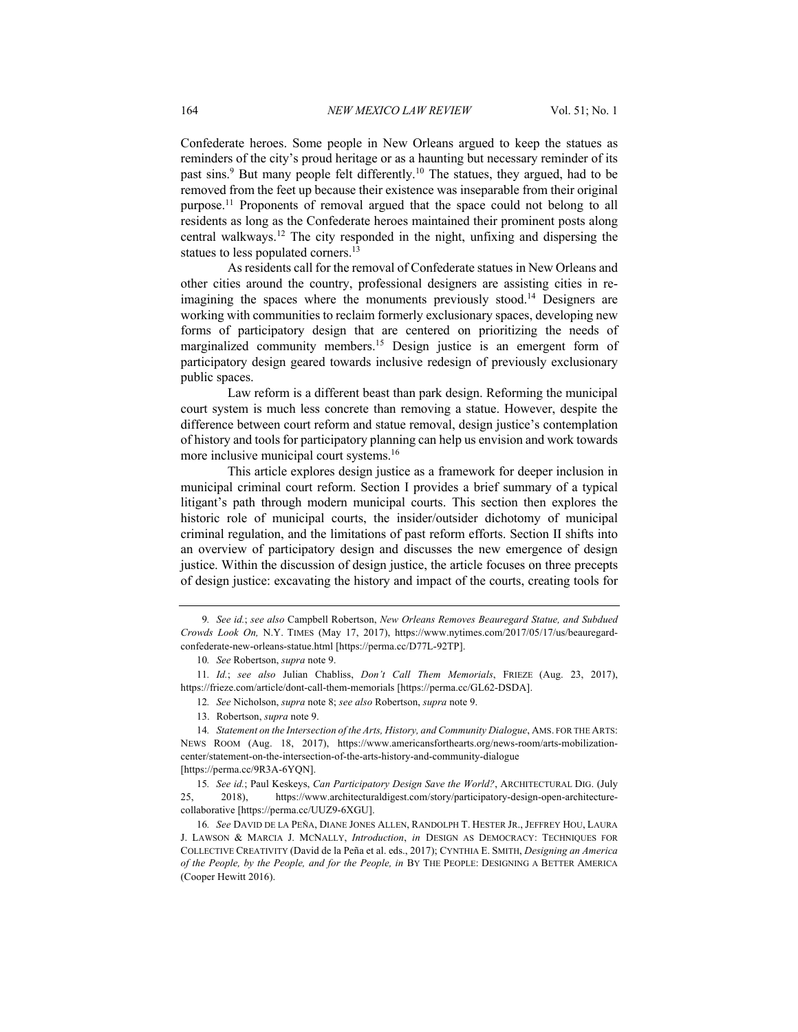Confederate heroes. Some people in New Orleans argued to keep the statues as reminders of the city's proud heritage or as a haunting but necessary reminder of its past sins.[9] But many people felt differently.[10] The statues, they argued, had to be removed from the feet up because their existence was inseparable from their original purpose.[11] Proponents of removal argued that the space could not belong to all residents as long as the Confederate heroes maintained their prominent posts along central walkways.[12] The city responded in the night, unfixing and dispersing the statues to less populated corners.[13]

As residents call for the removal of Confederate statues in New Orleans and other cities around the country, professional designers are assisting cities in re-imagining the spaces where the monuments previously stood.[14] Designers are working with communities to reclaim formerly exclusionary spaces, developing new forms of participatory design that are centered on prioritizing the needs of marginalized community members.[15] Design justice is an emergent form of participatory design geared towards inclusive redesign of previously exclusionary public spaces.

Law reform is a different beast than park design. Reforming the municipal court system is much less concrete than removing a statue. However, despite the difference between court reform and statue removal, design justice's contemplation of history and tools for participatory planning can help us envision and work towards more inclusive municipal court systems.[16]

This article explores design justice as a framework for deeper inclusion in municipal criminal court reform. Section I provides a brief summary of a typical litigant's path through modern municipal courts. This section then explores the historic role of municipal courts, the insider/outsider dichotomy of municipal criminal regulation, and the limitations of past reform efforts. Section II shifts into an overview of participatory design and discusses the new emergence of design justice. Within the discussion of design justice, the article focuses on three precepts of design justice: excavating the history and impact of the courts, creating tools for

---

9. *See id.*; *see also* Campbell Robertson, *New Orleans Removes Beauregard Statue, and Subdued Crowds Look On,* N.Y. TIMES (May 17, 2017), https://www.nytimes.com/2017/05/17/us/beauregard-confederate-new-orleans-statue.html [https://perma.cc/D77L-92TP].

10. *See* Robertson, *supra* note 9.

11. *Id.*; *see also* Julian Chabliss, *Don't Call Them Memorials*, FRIEZE (Aug. 23, 2017), https://frieze.com/article/dont-call-them-memorials [https://perma.cc/GL62-DSDA].

12. *See* Nicholson, *supra* note 8; *see also* Robertson, *supra* note 9.

13. Robertson, *supra* note 9.

14. *Statement on the Intersection of the Arts, History, and Community Dialogue*, AMS. FOR THE ARTS: NEWS ROOM (Aug. 18, 2017), https://www.americansforthearts.org/news-room/arts-mobilization-center/statement-on-the-intersection-of-the-arts-history-and-community-dialogue [https://perma.cc/9R3A-6YQN].

15. *See id.*; Paul Keskeys, *Can Participatory Design Save the World?*, ARCHITECTURAL DIG. (July 25, 2018), https://www.architecturaldigest.com/story/participatory-design-open-architecture-collaborative [https://perma.cc/UUZ9-6XGU].

16. *See* DAVID DE LA PEÑA, DIANE JONES ALLEN, RANDOLPH T. HESTER JR., JEFFREY HOU, LAURA J. LAWSON & MARCIA J. MCNALLY, *Introduction*, *in* DESIGN AS DEMOCRACY: TECHNIQUES FOR COLLECTIVE CREATIVITY (David de la Peña et al. eds., 2017); CYNTHIA E. SMITH, *Designing an America of the People, by the People, and for the People, in* BY THE PEOPLE: DESIGNING A BETTER AMERICA (Cooper Hewitt 2016).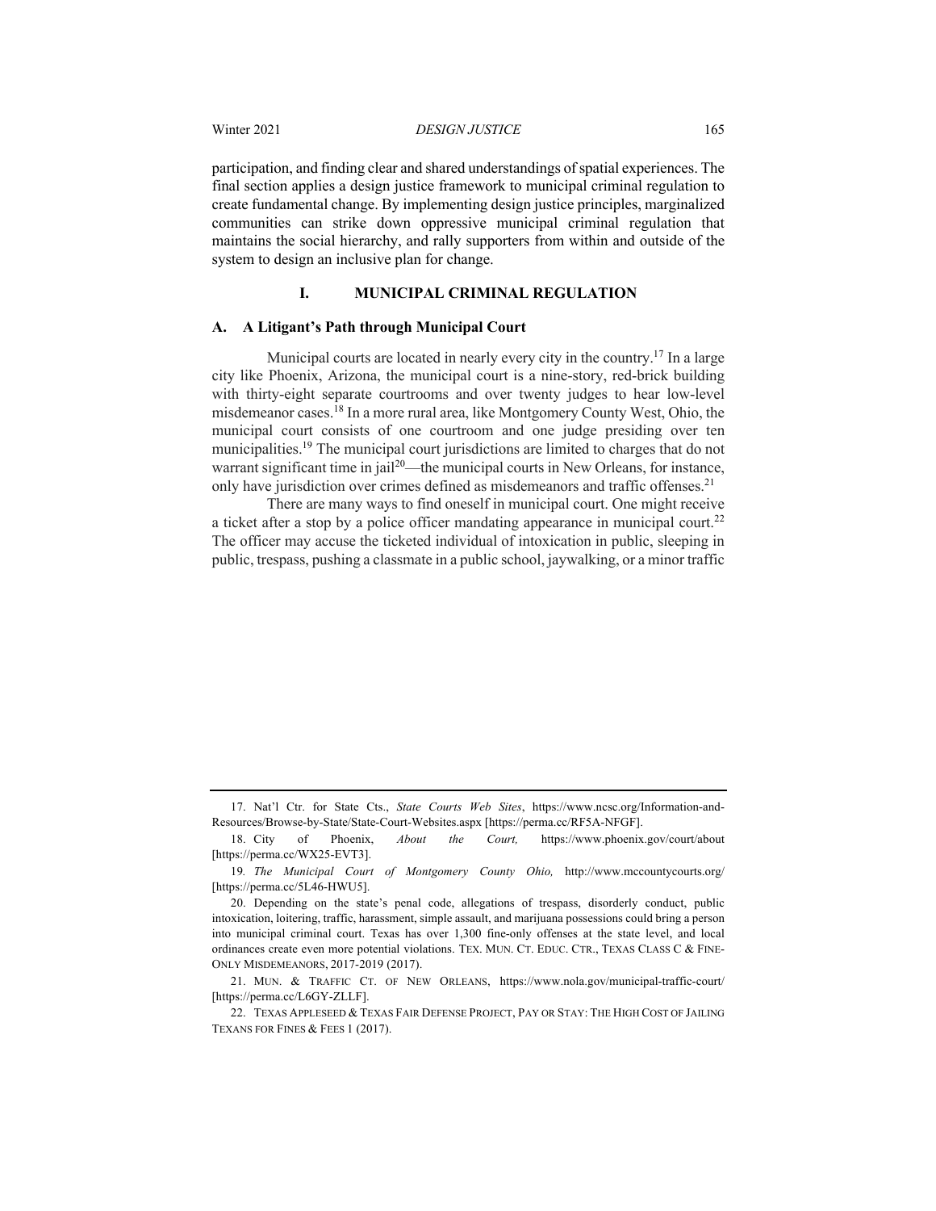participation, and finding clear and shared understandings of spatial experiences. The final section applies a design justice framework to municipal criminal regulation to create fundamental change. By implementing design justice principles, marginalized communities can strike down oppressive municipal criminal regulation that maintains the social hierarchy, and rally supporters from within and outside of the system to design an inclusive plan for change.

## I. MUNICIPAL CRIMINAL REGULATION

### A. A Litigant's Path through Municipal Court

Municipal courts are located in nearly every city in the country.[17] In a large city like Phoenix, Arizona, the municipal court is a nine-story, red-brick building with thirty-eight separate courtrooms and over twenty judges to hear low-level misdemeanor cases.[18] In a more rural area, like Montgomery County West, Ohio, the municipal court consists of one courtroom and one judge presiding over ten municipalities.[19] The municipal court jurisdictions are limited to charges that do not warrant significant time in jail[20]—the municipal courts in New Orleans, for instance, only have jurisdiction over crimes defined as misdemeanors and traffic offenses.[21]

There are many ways to find oneself in municipal court. One might receive a ticket after a stop by a police officer mandating appearance in municipal court.[22] The officer may accuse the ticketed individual of intoxication in public, sleeping in public, trespass, pushing a classmate in a public school, jaywalking, or a minor traffic

---

17. Nat'l Ctr. for State Cts., *State Courts Web Sites*, https://www.ncsc.org/Information-and-Resources/Browse-by-State/State-Court-Websites.aspx [https://perma.cc/RF5A-NFGF].

18. City of Phoenix, *About the Court,* https://www.phoenix.gov/court/about [https://perma.cc/WX25-EVT3].

19. *The Municipal Court of Montgomery County Ohio,* http://www.mccountycourts.org/ [https://perma.cc/5L46-HWU5].

20. Depending on the state's penal code, allegations of trespass, disorderly conduct, public intoxication, loitering, traffic, harassment, simple assault, and marijuana possessions could bring a person into municipal criminal court. Texas has over 1,300 fine-only offenses at the state level, and local ordinances create even more potential violations. TEX. MUN. CT. EDUC. CTR., TEXAS CLASS C & FINE-ONLY MISDEMEANORS, 2017-2019 (2017).

21. MUN. & TRAFFIC CT. OF NEW ORLEANS, https://www.nola.gov/municipal-traffic-court/ [https://perma.cc/L6GY-ZLLF].

22. TEXAS APPLESEED & TEXAS FAIR DEFENSE PROJECT, PAY OR STAY: THE HIGH COST OF JAILING TEXANS FOR FINES & FEES 1 (2017).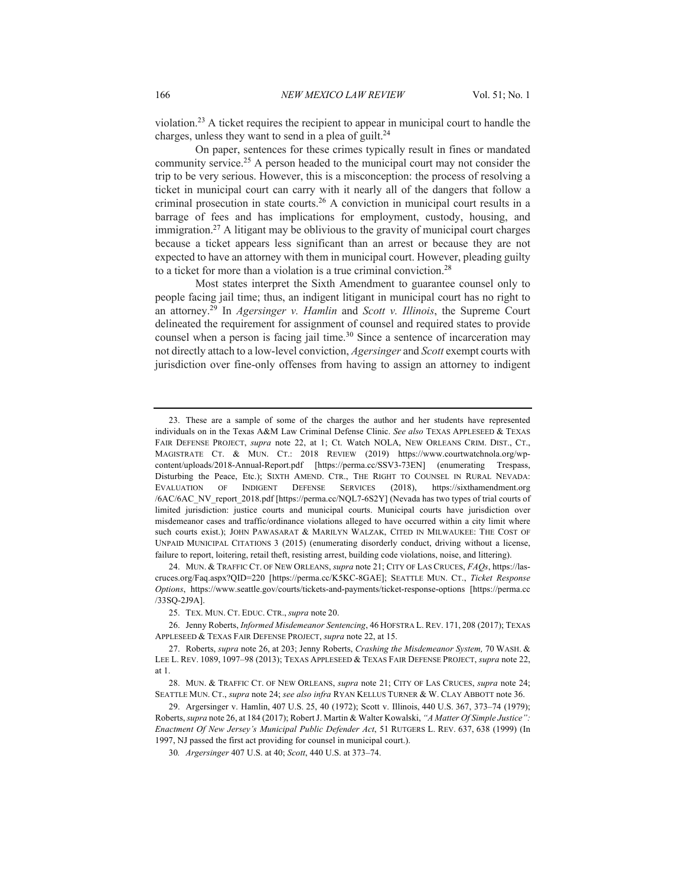violation.[23] A ticket requires the recipient to appear in municipal court to handle the charges, unless they want to send in a plea of guilt.[24]

On paper, sentences for these crimes typically result in fines or mandated community service.[25] A person headed to the municipal court may not consider the trip to be very serious. However, this is a misconception: the process of resolving a ticket in municipal court can carry with it nearly all of the dangers that follow a criminal prosecution in state courts.[26] A conviction in municipal court results in a barrage of fees and has implications for employment, custody, housing, and immigration.[27] A litigant may be oblivious to the gravity of municipal court charges because a ticket appears less significant than an arrest or because they are not expected to have an attorney with them in municipal court. However, pleading guilty to a ticket for more than a violation is a true criminal conviction.[28]

Most states interpret the Sixth Amendment to guarantee counsel only to people facing jail time; thus, an indigent litigant in municipal court has no right to an attorney.[29] In *Agersinger v. Hamlin* and *Scott v. Illinois*, the Supreme Court delineated the requirement for assignment of counsel and required states to provide counsel when a person is facing jail time.[30] Since a sentence of incarceration may not directly attach to a low-level conviction, *Agersinger* and *Scott* exempt courts with jurisdiction over fine-only offenses from having to assign an attorney to indigent

---

23. These are a sample of some of the charges the author and her students have represented individuals on in the Texas A&M Law Criminal Defense Clinic. *See also* TEXAS APPLESEED & TEXAS FAIR DEFENSE PROJECT, *supra* note 22, at 1; Ct. Watch NOLA, NEW ORLEANS CRIM. DIST., CT., MAGISTRATE CT. & MUN. CT.: 2018 REVIEW (2019) https://www.courtwatchnola.org/wp-content/uploads/2018-Annual-Report.pdf [https://perma.cc/SSV3-73EN] (enumerating Trespass, Disturbing the Peace, Etc.); SIXTH AMEND. CTR., THE RIGHT TO COUNSEL IN RURAL NEVADA: EVALUATION OF INDIGENT DEFENSE SERVICES (2018), https://sixthamendment.org /6AC/6AC_NV_report_2018.pdf [https://perma.cc/NQL7-6S2Y] (Nevada has two types of trial courts of limited jurisdiction: justice courts and municipal courts. Municipal courts have jurisdiction over misdemeanor cases and traffic/ordinance violations alleged to have occurred within a city limit where such courts exist.); JOHN PAWASARAT & MARILYN WALZAK, CITED IN MILWAUKEE: THE COST OF UNPAID MUNICIPAL CITATIONS 3 (2015) (enumerating disorderly conduct, driving without a license, failure to report, loitering, retail theft, resisting arrest, building code violations, noise, and littering).

24. MUN. & TRAFFIC CT. OF NEW ORLEANS, *supra* note 21; CITY OF LAS CRUCES, *FAQs*, https://las-cruces.org/Faq.aspx?QID=220 [https://perma.cc/K5KC-8GAE]; SEATTLE MUN. CT., *Ticket Response Options*, https://www.seattle.gov/courts/tickets-and-payments/ticket-response-options [https://perma.cc /33SQ-2J9A].

25. TEX. MUN. CT. EDUC. CTR., *supra* note 20.

26. Jenny Roberts, *Informed Misdemeanor Sentencing*, 46 HOFSTRA L. REV. 171, 208 (2017); TEXAS APPLESEED & TEXAS FAIR DEFENSE PROJECT, *supra* note 22, at 15.

27. Roberts, *supra* note 26, at 203; Jenny Roberts, *Crashing the Misdemeanor System,* 70 WASH. & LEE L. REV. 1089, 1097–98 (2013); TEXAS APPLESEED & TEXAS FAIR DEFENSE PROJECT, *supra* note 22, at 1.

28. MUN. & TRAFFIC CT. OF NEW ORLEANS, *supra* note 21; CITY OF LAS CRUCES, *supra* note 24; SEATTLE MUN. CT., *supra* note 24; *see also infra* RYAN KELLUS TURNER & W. CLAY ABBOTT note 36.

29. Argersinger v. Hamlin, 407 U.S. 25, 40 (1972); Scott v. Illinois, 440 U.S. 367, 373–74 (1979); Roberts, *supra* note 26, at 184 (2017); Robert J. Martin & Walter Kowalski, *"A Matter Of Simple Justice": Enactment Of New Jersey's Municipal Public Defender Act*, 51 RUTGERS L. REV. 637, 638 (1999) (In 1997, NJ passed the first act providing for counsel in municipal court.).

30*. Argersinger* 407 U.S. at 40; *Scott*, 440 U.S. at 373–74.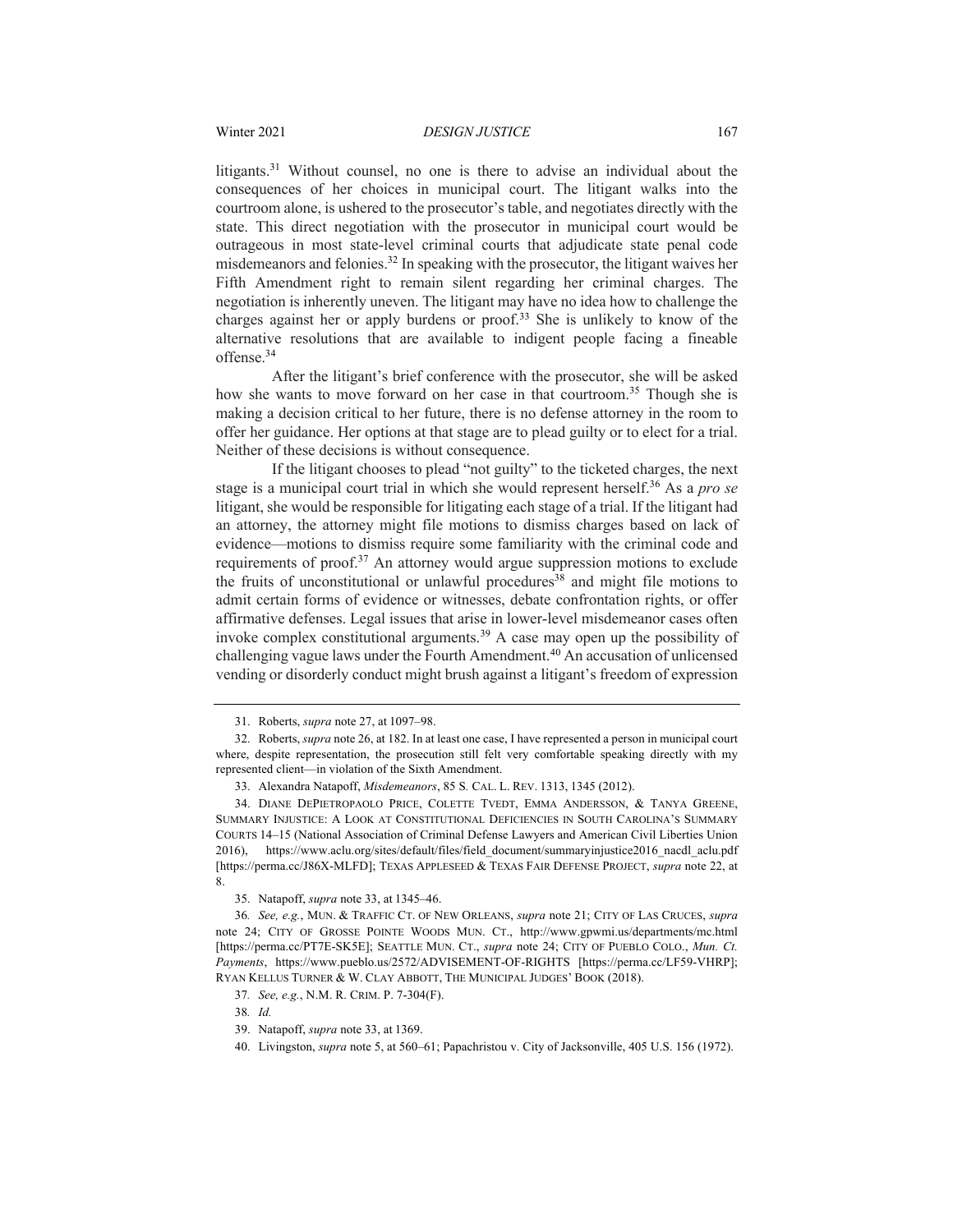litigants.[31] Without counsel, no one is there to advise an individual about the consequences of her choices in municipal court. The litigant walks into the courtroom alone, is ushered to the prosecutor's table, and negotiates directly with the state. This direct negotiation with the prosecutor in municipal court would be outrageous in most state-level criminal courts that adjudicate state penal code misdemeanors and felonies.[32] In speaking with the prosecutor, the litigant waives her Fifth Amendment right to remain silent regarding her criminal charges. The negotiation is inherently uneven. The litigant may have no idea how to challenge the charges against her or apply burdens or proof.[33] She is unlikely to know of the alternative resolutions that are available to indigent people facing a fineable offense.[34]

After the litigant's brief conference with the prosecutor, she will be asked how she wants to move forward on her case in that courtroom.[35] Though she is making a decision critical to her future, there is no defense attorney in the room to offer her guidance. Her options at that stage are to plead guilty or to elect for a trial. Neither of these decisions is without consequence.

If the litigant chooses to plead "not guilty" to the ticketed charges, the next stage is a municipal court trial in which she would represent herself.[36] As a *pro se* litigant, she would be responsible for litigating each stage of a trial. If the litigant had an attorney, the attorney might file motions to dismiss charges based on lack of evidence—motions to dismiss require some familiarity with the criminal code and requirements of proof.[37] An attorney would argue suppression motions to exclude the fruits of unconstitutional or unlawful procedures[38] and might file motions to admit certain forms of evidence or witnesses, debate confrontation rights, or offer affirmative defenses. Legal issues that arise in lower-level misdemeanor cases often invoke complex constitutional arguments.[39] A case may open up the possibility of challenging vague laws under the Fourth Amendment.[40] An accusation of unlicensed vending or disorderly conduct might brush against a litigant's freedom of expression

---

31. Roberts, *supra* note 27, at 1097–98.

32. Roberts, *supra* note 26, at 182. In at least one case, I have represented a person in municipal court where, despite representation, the prosecution still felt very comfortable speaking directly with my represented client—in violation of the Sixth Amendment.

33. Alexandra Natapoff, *Misdemeanors*, 85 S. CAL. L. REV. 1313, 1345 (2012).

34. DIANE DEPIETROPAOLO PRICE, COLETTE TVEDT, EMMA ANDERSSON, & TANYA GREENE, SUMMARY INJUSTICE: A LOOK AT CONSTITUTIONAL DEFICIENCIES IN SOUTH CAROLINA'S SUMMARY COURTS 14–15 (National Association of Criminal Defense Lawyers and American Civil Liberties Union 2016), https://www.aclu.org/sites/default/files/field_document/summaryinjustice2016_nacdl_aclu.pdf [https://perma.cc/J86X-MLFD]; TEXAS APPLESEED & TEXAS FAIR DEFENSE PROJECT, *supra* note 22, at 8.

35. Natapoff, *supra* note 33, at 1345–46.

36. *See, e.g.*, MUN. & TRAFFIC CT. OF NEW ORLEANS, *supra* note 21; CITY OF LAS CRUCES, *supra* note 24; CITY OF GROSSE POINTE WOODS MUN. CT., http://www.gpwmi.us/departments/mc.html [https://perma.cc/PT7E-SK5E]; SEATTLE MUN. CT., *supra* note 24; CITY OF PUEBLO COLO., *Mun. Ct. Payments*, https://www.pueblo.us/2572/ADVISEMENT-OF-RIGHTS [https://perma.cc/LF59-VHRP]; RYAN KELLUS TURNER & W. CLAY ABBOTT, THE MUNICIPAL JUDGES' BOOK (2018).

37. *See, e.g.*, N.M. R. CRIM. P. 7-304(F).

38. *Id.*

39. Natapoff, *supra* note 33, at 1369.

40. Livingston, *supra* note 5, at 560–61; Papachristou v. City of Jacksonville, 405 U.S. 156 (1972).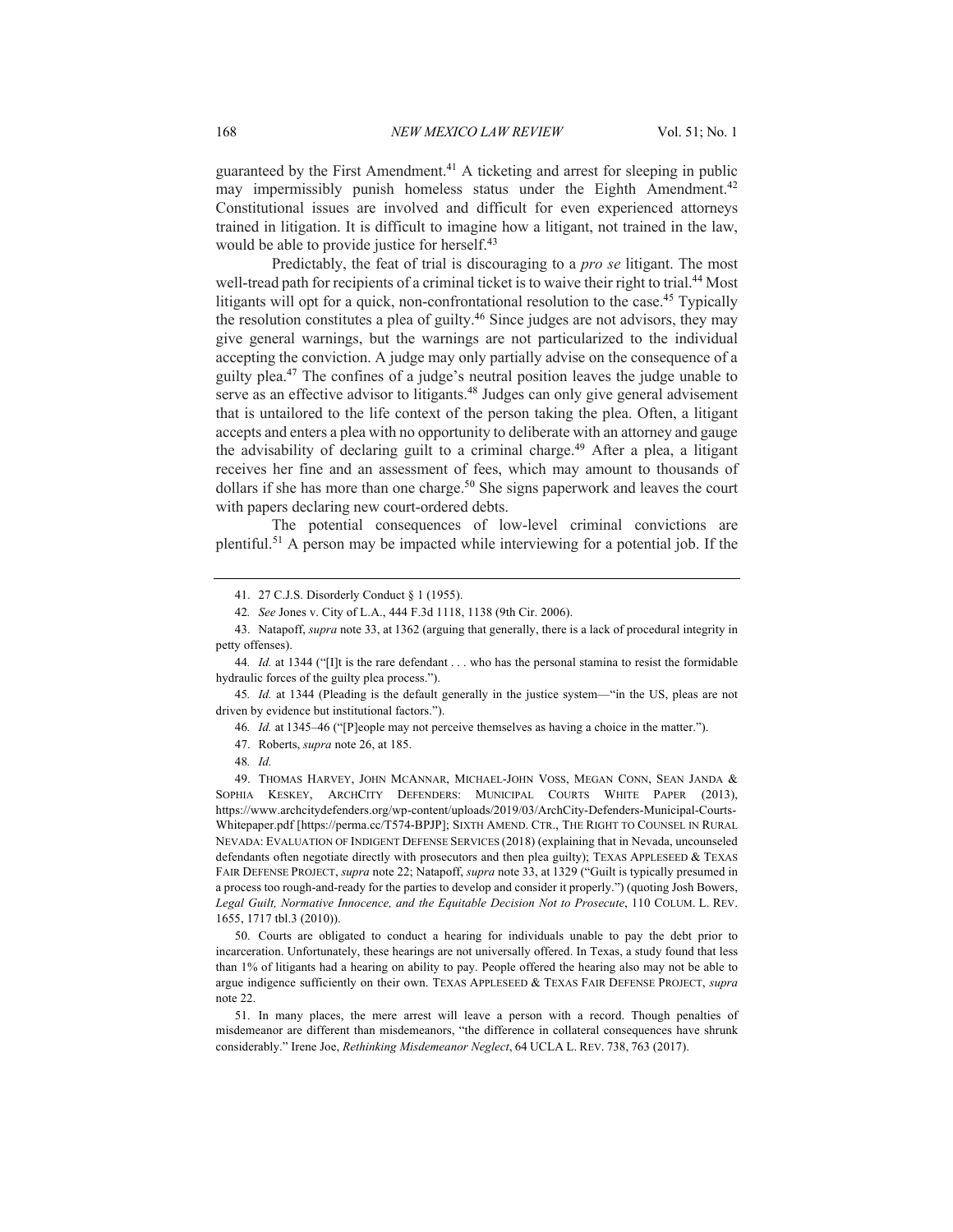guaranteed by the First Amendment.[41] A ticketing and arrest for sleeping in public may impermissibly punish homeless status under the Eighth Amendment.[42] Constitutional issues are involved and difficult for even experienced attorneys trained in litigation. It is difficult to imagine how a litigant, not trained in the law, would be able to provide justice for herself.[43]

Predictably, the feat of trial is discouraging to a *pro se* litigant. The most well-tread path for recipients of a criminal ticket is to waive their right to trial.[44] Most litigants will opt for a quick, non-confrontational resolution to the case.[45] Typically the resolution constitutes a plea of guilty.[46] Since judges are not advisors, they may give general warnings, but the warnings are not particularized to the individual accepting the conviction. A judge may only partially advise on the consequence of a guilty plea.[47] The confines of a judge's neutral position leaves the judge unable to serve as an effective advisor to litigants.[48] Judges can only give general advisement that is untailored to the life context of the person taking the plea. Often, a litigant accepts and enters a plea with no opportunity to deliberate with an attorney and gauge the advisability of declaring guilt to a criminal charge.[49] After a plea, a litigant receives her fine and an assessment of fees, which may amount to thousands of dollars if she has more than one charge.[50] She signs paperwork and leaves the court with papers declaring new court-ordered debts.

The potential consequences of low-level criminal convictions are plentiful.[51] A person may be impacted while interviewing for a potential job. If the

---

41. 27 C.J.S. Disorderly Conduct § 1 (1955).

42. *See* Jones v. City of L.A., 444 F.3d 1118, 1138 (9th Cir. 2006).

43. Natapoff, *supra* note 33, at 1362 (arguing that generally, there is a lack of procedural integrity in petty offenses).

44. *Id.* at 1344 ("[I]t is the rare defendant . . . who has the personal stamina to resist the formidable hydraulic forces of the guilty plea process.").

45. *Id.* at 1344 (Pleading is the default generally in the justice system—"in the US, pleas are not driven by evidence but institutional factors.").

46. *Id.* at 1345–46 ("[P]eople may not perceive themselves as having a choice in the matter.").

47. Roberts, *supra* note 26, at 185.

48. *Id.*

49. THOMAS HARVEY, JOHN MCANNAR, MICHAEL-JOHN VOSS, MEGAN CONN, SEAN JANDA & SOPHIA KESKEY, ARCHCITY DEFENDERS: MUNICIPAL COURTS WHITE PAPER (2013), https://www.archcitydefenders.org/wp-content/uploads/2019/03/ArchCity-Defenders-Municipal-Courts-Whitepaper.pdf [https://perma.cc/T574-BPJP]; SIXTH AMEND. CTR., THE RIGHT TO COUNSEL IN RURAL NEVADA: EVALUATION OF INDIGENT DEFENSE SERVICES (2018) (explaining that in Nevada, uncounseled defendants often negotiate directly with prosecutors and then plea guilty); TEXAS APPLESEED & TEXAS FAIR DEFENSE PROJECT, *supra* note 22; Natapoff, *supra* note 33, at 1329 ("Guilt is typically presumed in a process too rough-and-ready for the parties to develop and consider it properly.") (quoting Josh Bowers, *Legal Guilt, Normative Innocence, and the Equitable Decision Not to Prosecute*, 110 COLUM. L. REV. 1655, 1717 tbl.3 (2010)).

50. Courts are obligated to conduct a hearing for individuals unable to pay the debt prior to incarceration. Unfortunately, these hearings are not universally offered. In Texas, a study found that less than 1% of litigants had a hearing on ability to pay. People offered the hearing also may not be able to argue indigence sufficiently on their own. TEXAS APPLESEED & TEXAS FAIR DEFENSE PROJECT, *supra* note 22.

51. In many places, the mere arrest will leave a person with a record. Though penalties of misdemeanor are different than misdemeanors, "the difference in collateral consequences have shrunk considerably." Irene Joe, *Rethinking Misdemeanor Neglect*, 64 UCLA L. REV. 738, 763 (2017).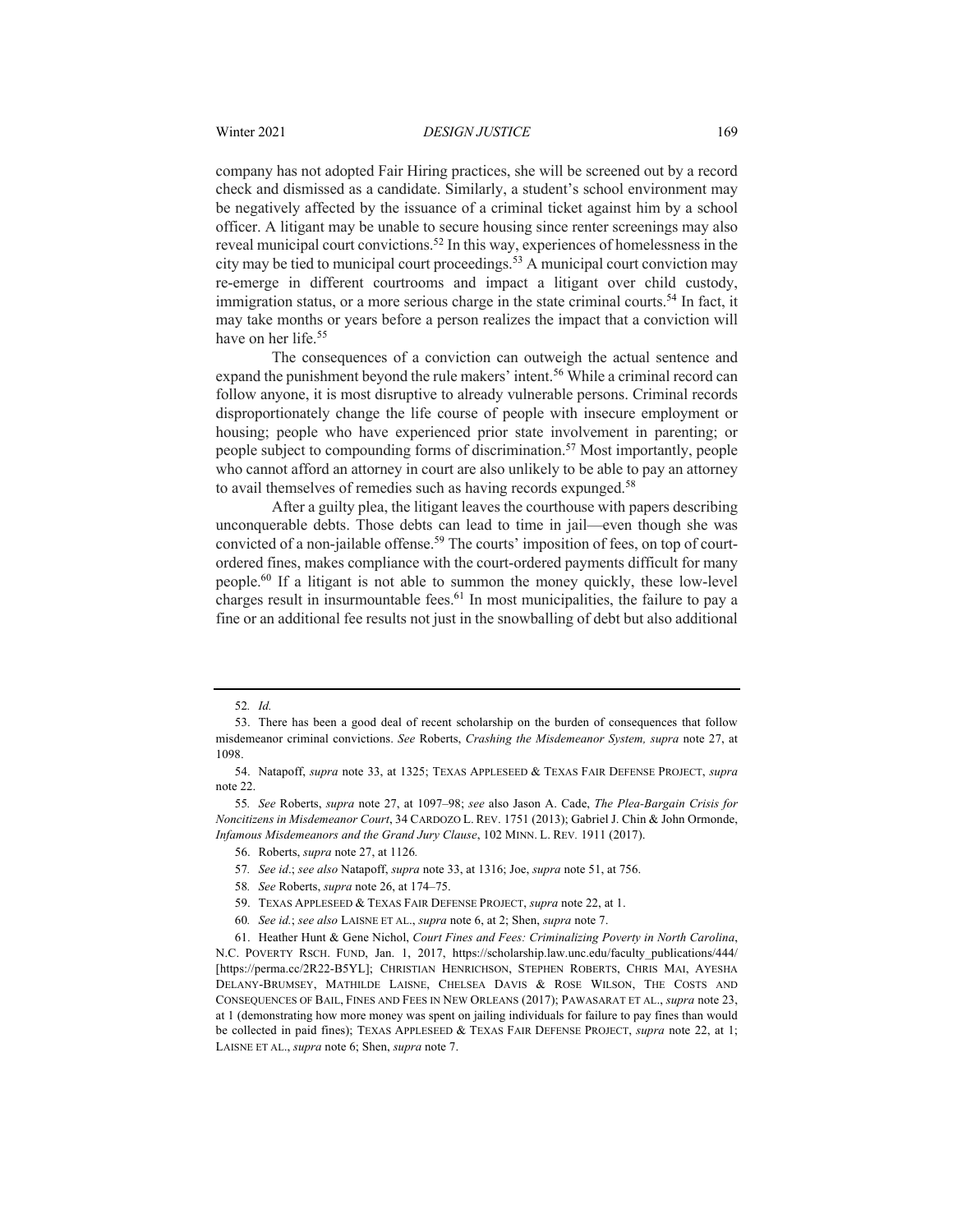company has not adopted Fair Hiring practices, she will be screened out by a record check and dismissed as a candidate. Similarly, a student's school environment may be negatively affected by the issuance of a criminal ticket against him by a school officer. A litigant may be unable to secure housing since renter screenings may also reveal municipal court convictions.[52] In this way, experiences of homelessness in the city may be tied to municipal court proceedings.[53] A municipal court conviction may re-emerge in different courtrooms and impact a litigant over child custody, immigration status, or a more serious charge in the state criminal courts.[54] In fact, it may take months or years before a person realizes the impact that a conviction will have on her life.[55]

The consequences of a conviction can outweigh the actual sentence and expand the punishment beyond the rule makers' intent.[56] While a criminal record can follow anyone, it is most disruptive to already vulnerable persons. Criminal records disproportionately change the life course of people with insecure employment or housing; people who have experienced prior state involvement in parenting; or people subject to compounding forms of discrimination.[57] Most importantly, people who cannot afford an attorney in court are also unlikely to be able to pay an attorney to avail themselves of remedies such as having records expunged.[58]

After a guilty plea, the litigant leaves the courthouse with papers describing unconquerable debts. Those debts can lead to time in jail—even though she was convicted of a non-jailable offense.[59] The courts' imposition of fees, on top of court-ordered fines, makes compliance with the court-ordered payments difficult for many people.[60] If a litigant is not able to summon the money quickly, these low-level charges result in insurmountable fees.[61] In most municipalities, the failure to pay a fine or an additional fee results not just in the snowballing of debt but also additional

---

52. *Id.*

53. There has been a good deal of recent scholarship on the burden of consequences that follow misdemeanor criminal convictions. *See* Roberts, *Crashing the Misdemeanor System, supra* note 27, at 1098.

54. Natapoff, *supra* note 33, at 1325; TEXAS APPLESEED & TEXAS FAIR DEFENSE PROJECT, *supra* note 22.

55. *See* Roberts, *supra* note 27, at 1097–98; *see* also Jason A. Cade, *The Plea-Bargain Crisis for Noncitizens in Misdemeanor Court*, 34 CARDOZO L. REV. 1751 (2013); Gabriel J. Chin & John Ormonde, *Infamous Misdemeanors and the Grand Jury Clause*, 102 MINN. L. REV. 1911 (2017).

56. Roberts, *supra* note 27, at 1126.

57. *See id*.; *see also* Natapoff, *supra* note 33, at 1316; Joe, *supra* note 51, at 756.

58. *See* Roberts, *supra* note 26, at 174–75.

59. TEXAS APPLESEED & TEXAS FAIR DEFENSE PROJECT, *supra* note 22, at 1.

60. *See id.*; *see also* LAISNE ET AL., *supra* note 6, at 2; Shen, *supra* note 7.

61. Heather Hunt & Gene Nichol, *Court Fines and Fees: Criminalizing Poverty in North Carolina*, N.C. POVERTY RSCH. FUND, Jan. 1, 2017, https://scholarship.law.unc.edu/faculty_publications/444/ [https://perma.cc/2R22-B5YL]; CHRISTIAN HENRICHSON, STEPHEN ROBERTS, CHRIS MAI, AYESHA DELANY-BRUMSEY, MATHILDE LAISNE, CHELSEA DAVIS & ROSE WILSON, THE COSTS AND CONSEQUENCES OF BAIL, FINES AND FEES IN NEW ORLEANS (2017); PAWASARAT ET AL., *supra* note 23, at 1 (demonstrating how more money was spent on jailing individuals for failure to pay fines than would be collected in paid fines); TEXAS APPLESEED & TEXAS FAIR DEFENSE PROJECT, *supra* note 22, at 1; LAISNE ET AL., *supra* note 6; Shen, *supra* note 7.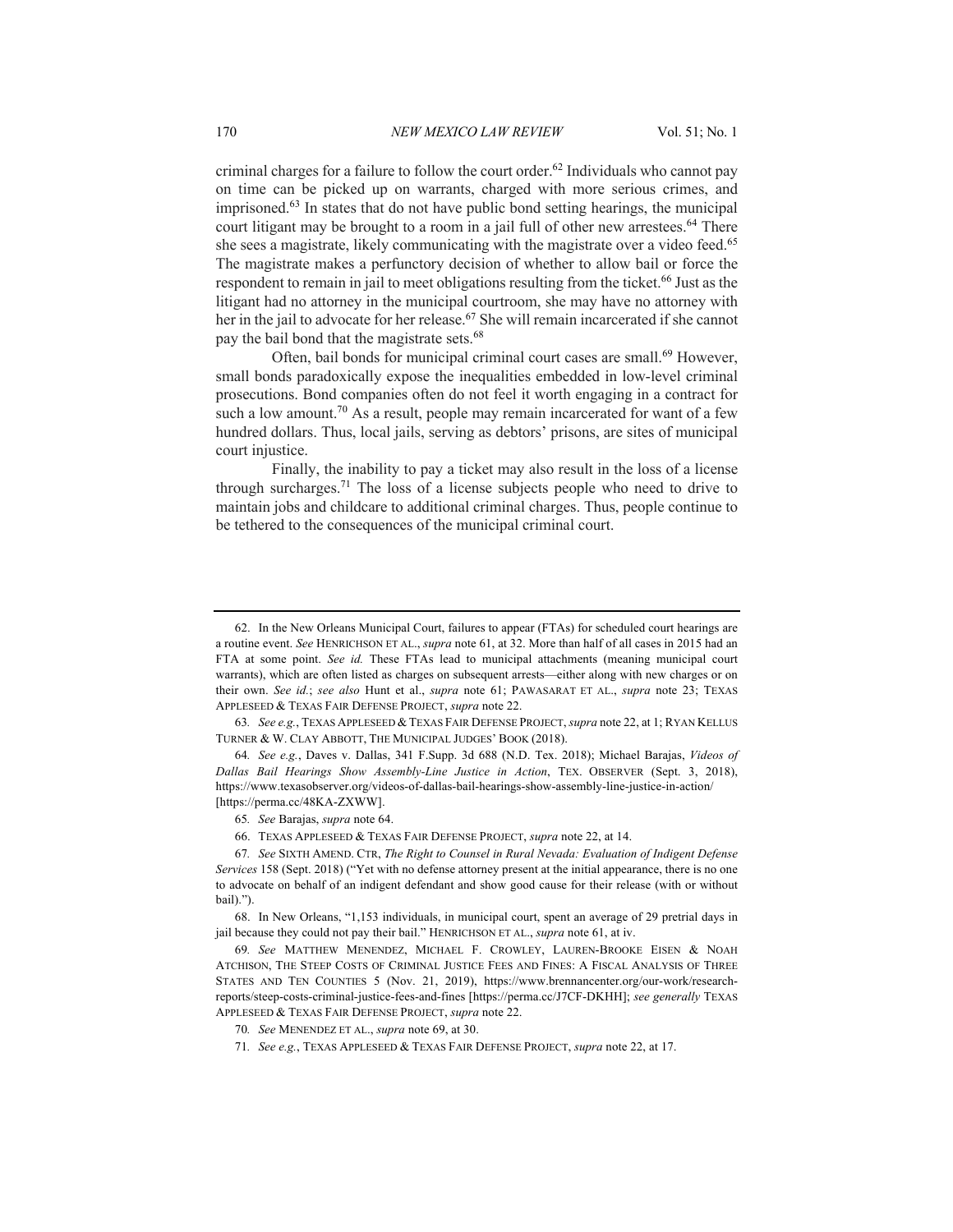criminal charges for a failure to follow the court order.[62] Individuals who cannot pay on time can be picked up on warrants, charged with more serious crimes, and imprisoned.[63] In states that do not have public bond setting hearings, the municipal court litigant may be brought to a room in a jail full of other new arrestees.[64] There she sees a magistrate, likely communicating with the magistrate over a video feed.[65] The magistrate makes a perfunctory decision of whether to allow bail or force the respondent to remain in jail to meet obligations resulting from the ticket.[66] Just as the litigant had no attorney in the municipal courtroom, she may have no attorney with her in the jail to advocate for her release.[67] She will remain incarcerated if she cannot pay the bail bond that the magistrate sets.[68]

Often, bail bonds for municipal criminal court cases are small.[69] However, small bonds paradoxically expose the inequalities embedded in low-level criminal prosecutions. Bond companies often do not feel it worth engaging in a contract for such a low amount.[70] As a result, people may remain incarcerated for want of a few hundred dollars. Thus, local jails, serving as debtors' prisons, are sites of municipal court injustice.

Finally, the inability to pay a ticket may also result in the loss of a license through surcharges.[71] The loss of a license subjects people who need to drive to maintain jobs and childcare to additional criminal charges. Thus, people continue to be tethered to the consequences of the municipal criminal court.

---

62. In the New Orleans Municipal Court, failures to appear (FTAs) for scheduled court hearings are a routine event. *See* HENRICHSON ET AL., *supra* note 61, at 32. More than half of all cases in 2015 had an FTA at some point. *See id.* These FTAs lead to municipal attachments (meaning municipal court warrants), which are often listed as charges on subsequent arrests—either along with new charges or on their own. *See id.*; *see also* Hunt et al., *supra* note 61; PAWASARAT ET AL., *supra* note 23; TEXAS APPLESEED & TEXAS FAIR DEFENSE PROJECT, *supra* note 22.

63. *See e.g.*, TEXAS APPLESEED & TEXAS FAIR DEFENSE PROJECT, *supra* note 22, at 1; RYAN KELLUS TURNER & W. CLAY ABBOTT, THE MUNICIPAL JUDGES' BOOK (2018).

64. *See e.g.*, Daves v. Dallas, 341 F.Supp. 3d 688 (N.D. Tex. 2018); Michael Barajas, *Videos of Dallas Bail Hearings Show Assembly-Line Justice in Action*, TEX. OBSERVER (Sept. 3, 2018), https://www.texasobserver.org/videos-of-dallas-bail-hearings-show-assembly-line-justice-in-action/ [https://perma.cc/48KA-ZXWW].

65. *See* Barajas, *supra* note 64.

66. TEXAS APPLESEED & TEXAS FAIR DEFENSE PROJECT, *supra* note 22, at 14.

67. *See* SIXTH AMEND. CTR, *The Right to Counsel in Rural Nevada: Evaluation of Indigent Defense Services* 158 (Sept. 2018) ("Yet with no defense attorney present at the initial appearance, there is no one to advocate on behalf of an indigent defendant and show good cause for their release (with or without bail).").

68. In New Orleans, "1,153 individuals, in municipal court, spent an average of 29 pretrial days in jail because they could not pay their bail." HENRICHSON ET AL., *supra* note 61, at iv.

69. *See* MATTHEW MENENDEZ, MICHAEL F. CROWLEY, LAUREN-BROOKE EISEN & NOAH ATCHISON, THE STEEP COSTS OF CRIMINAL JUSTICE FEES AND FINES: A FISCAL ANALYSIS OF THREE STATES AND TEN COUNTIES 5 (Nov. 21, 2019), https://www.brennancenter.org/our-work/research-reports/steep-costs-criminal-justice-fees-and-fines [https://perma.cc/J7CF-DKHH]; *see generally* TEXAS APPLESEED & TEXAS FAIR DEFENSE PROJECT, *supra* note 22.

70. *See* MENENDEZ ET AL., *supra* note 69, at 30.

71. *See e.g.*, TEXAS APPLESEED & TEXAS FAIR DEFENSE PROJECT, *supra* note 22, at 17.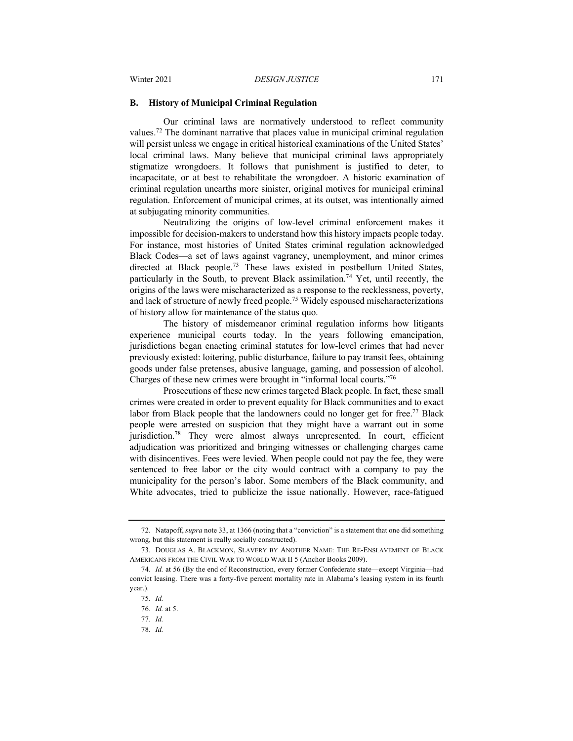### B. History of Municipal Criminal Regulation

Our criminal laws are normatively understood to reflect community values.[72] The dominant narrative that places value in municipal criminal regulation will persist unless we engage in critical historical examinations of the United States' local criminal laws. Many believe that municipal criminal laws appropriately stigmatize wrongdoers. It follows that punishment is justified to deter, to incapacitate, or at best to rehabilitate the wrongdoer. A historic examination of criminal regulation unearths more sinister, original motives for municipal criminal regulation. Enforcement of municipal crimes, at its outset, was intentionally aimed at subjugating minority communities.

Neutralizing the origins of low-level criminal enforcement makes it impossible for decision-makers to understand how this history impacts people today. For instance, most histories of United States criminal regulation acknowledged Black Codes—a set of laws against vagrancy, unemployment, and minor crimes directed at Black people.[73] These laws existed in postbellum United States, particularly in the South, to prevent Black assimilation.[74] Yet, until recently, the origins of the laws were mischaracterized as a response to the recklessness, poverty, and lack of structure of newly freed people.[75] Widely espoused mischaracterizations of history allow for maintenance of the status quo.

The history of misdemeanor criminal regulation informs how litigants experience municipal courts today. In the years following emancipation, jurisdictions began enacting criminal statutes for low-level crimes that had never previously existed: loitering, public disturbance, failure to pay transit fees, obtaining goods under false pretenses, abusive language, gaming, and possession of alcohol. Charges of these new crimes were brought in "informal local courts."[76]

Prosecutions of these new crimes targeted Black people. In fact, these small crimes were created in order to prevent equality for Black communities and to exact labor from Black people that the landowners could no longer get for free.[77] Black people were arrested on suspicion that they might have a warrant out in some jurisdiction.[78] They were almost always unrepresented. In court, efficient adjudication was prioritized and bringing witnesses or challenging charges came with disincentives. Fees were levied. When people could not pay the fee, they were sentenced to free labor or the city would contract with a company to pay the municipality for the person's labor. Some members of the Black community, and White advocates, tried to publicize the issue nationally. However, race-fatigued

---

72. Natapoff, *supra* note 33, at 1366 (noting that a "conviction" is a statement that one did something wrong, but this statement is really socially constructed).

73. DOUGLAS A. BLACKMON, SLAVERY BY ANOTHER NAME: THE RE-ENSLAVEMENT OF BLACK AMERICANS FROM THE CIVIL WAR TO WORLD WAR II 5 (Anchor Books 2009).

74. *Id.* at 56 (By the end of Reconstruction, every former Confederate state—except Virginia—had convict leasing. There was a forty-five percent mortality rate in Alabama's leasing system in its fourth year.).

75. *Id.*

76. *Id.* at 5.

77. *Id.*

78. *Id.*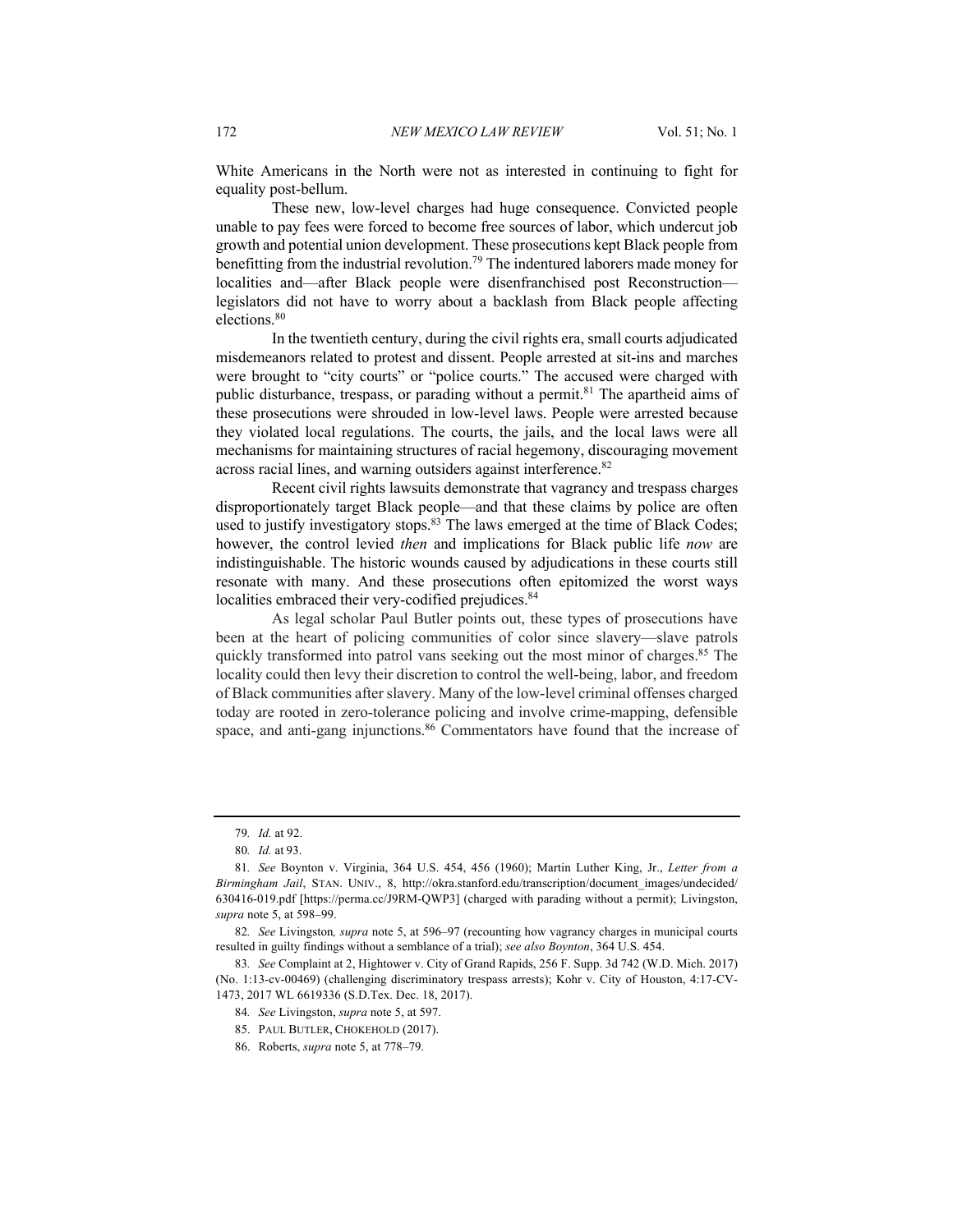White Americans in the North were not as interested in continuing to fight for equality post-bellum.

These new, low-level charges had huge consequence. Convicted people unable to pay fees were forced to become free sources of labor, which undercut job growth and potential union development. These prosecutions kept Black people from benefitting from the industrial revolution.[79] The indentured laborers made money for localities and—after Black people were disenfranchised post Reconstruction—legislators did not have to worry about a backlash from Black people affecting elections.[80]

In the twentieth century, during the civil rights era, small courts adjudicated misdemeanors related to protest and dissent. People arrested at sit-ins and marches were brought to "city courts" or "police courts." The accused were charged with public disturbance, trespass, or parading without a permit.[81] The apartheid aims of these prosecutions were shrouded in low-level laws. People were arrested because they violated local regulations. The courts, the jails, and the local laws were all mechanisms for maintaining structures of racial hegemony, discouraging movement across racial lines, and warning outsiders against interference.[82]

Recent civil rights lawsuits demonstrate that vagrancy and trespass charges disproportionately target Black people—and that these claims by police are often used to justify investigatory stops.[83] The laws emerged at the time of Black Codes; however, the control levied *then* and implications for Black public life *now* are indistinguishable. The historic wounds caused by adjudications in these courts still resonate with many. And these prosecutions often epitomized the worst ways localities embraced their very-codified prejudices.[84]

As legal scholar Paul Butler points out, these types of prosecutions have been at the heart of policing communities of color since slavery—slave patrols quickly transformed into patrol vans seeking out the most minor of charges.[85] The locality could then levy their discretion to control the well-being, labor, and freedom of Black communities after slavery. Many of the low-level criminal offenses charged today are rooted in zero-tolerance policing and involve crime-mapping, defensible space, and anti-gang injunctions.[86] Commentators have found that the increase of

---

79. *Id.* at 92.

80. *Id.* at 93.

81. *See* Boynton v. Virginia, 364 U.S. 454, 456 (1960); Martin Luther King, Jr., *Letter from a Birmingham Jail*, STAN. UNIV., 8, http://okra.stanford.edu/transcription/document_images/undecided/630416-019.pdf [https://perma.cc/J9RM-QWP3] (charged with parading without a permit); Livingston, *supra* note 5, at 598–99.

82. *See* Livingston*, supra* note 5, at 596–97 (recounting how vagrancy charges in municipal courts resulted in guilty findings without a semblance of a trial); *see also Boynton*, 364 U.S. 454.

83. *See* Complaint at 2, Hightower v. City of Grand Rapids, 256 F. Supp. 3d 742 (W.D. Mich. 2017) (No. 1:13-cv-00469) (challenging discriminatory trespass arrests); Kohr v. City of Houston, 4:17-CV-1473, 2017 WL 6619336 (S.D.Tex. Dec. 18, 2017).

84. *See* Livingston, *supra* note 5, at 597.

85. PAUL BUTLER, CHOKEHOLD (2017).

86. Roberts, *supra* note 5, at 778–79.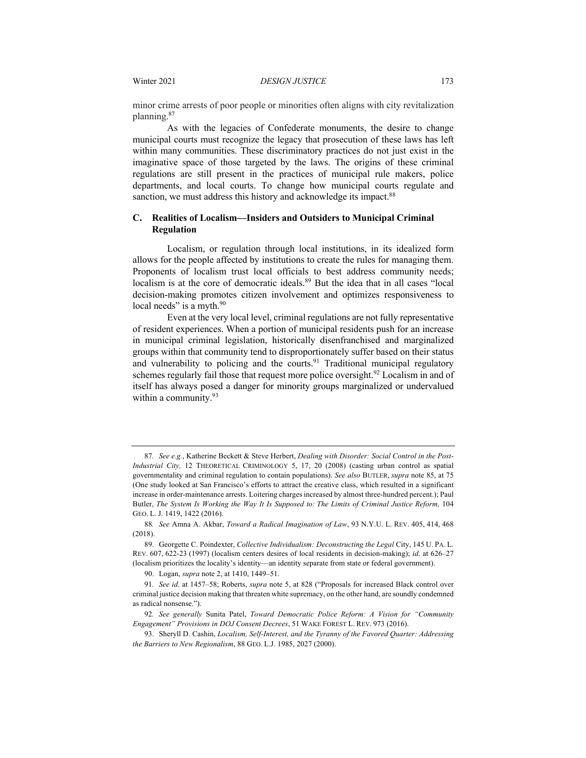minor crime arrests of poor people or minorities often aligns with city revitalization planning.[87]

As with the legacies of Confederate monuments, the desire to change municipal courts must recognize the legacy that prosecution of these laws has left within many communities. These discriminatory practices do not just exist in the imaginative space of those targeted by the laws. The origins of these criminal regulations are still present in the practices of municipal rule makers, police departments, and local courts. To change how municipal courts regulate and sanction, we must address this history and acknowledge its impact.[88]

### C. Realities of Localism—Insiders and Outsiders to Municipal Criminal Regulation

Localism, or regulation through local institutions, in its idealized form allows for the people affected by institutions to create the rules for managing them. Proponents of localism trust local officials to best address community needs; localism is at the core of democratic ideals.[89] But the idea that in all cases "local decision-making promotes citizen involvement and optimizes responsiveness to local needs" is a myth.[90]

Even at the very local level, criminal regulations are not fully representative of resident experiences. When a portion of municipal residents push for an increase in municipal criminal legislation, historically disenfranchised and marginalized groups within that community tend to disproportionately suffer based on their status and vulnerability to policing and the courts.[91] Traditional municipal regulatory schemes regularly fail those that request more police oversight.[92] Localism in and of itself has always posed a danger for minority groups marginalized or undervalued within a community.[93]

---

87. *See e.g.*, Katherine Beckett & Steve Herbert, *Dealing with Disorder: Social Control in the Post-Industrial City,* 12 THEORETICAL CRIMINOLOGY 5, 17, 20 (2008) (casting urban control as spatial governmentality and criminal regulation to contain populations). *See also* BUTLER, *supra* note 85, at 75 (One study looked at San Francisco's efforts to attract the creative class, which resulted in a significant increase in order-maintenance arrests. Loitering charges increased by almost three-hundred percent.); Paul Butler, *The System Is Working the Way It Is Supposed to: The Limits of Criminal Justice Reform,* 104 GEO. L. J. 1419, 1422 (2016).

88. *See* Amna A. Akbar, *Toward a Radical Imagination of Law*, 93 N.Y.U. L. REV. 405, 414, 468 (2018).

89. Georgette C. Poindexter, *Collective Individualism: Deconstructing the Legal* City, 145 U. PA. L. REV. 607, 622-23 (1997) (localism centers desires of local residents in decision-making); *id*. at 626–27 (localism prioritizes the locality's identity—an identity separate from state or federal government).

90. Logan, *supra* note 2, at 1410, 1449–51.

91. *See id.* at 1457–58; Roberts, *supra* note 5, at 828 ("Proposals for increased Black control over criminal justice decision making that threaten white supremacy, on the other hand, are soundly condemned as radical nonsense.").

92. *See generally* Sunita Patel, *Toward Democratic Police Reform: A Vision for "Community Engagement" Provisions in DOJ Consent Decrees*, 51 WAKE FOREST L. REV. 973 (2016).

93. Sheryll D. Cashin, *Localism, Self-Interest, and the Tyranny of the Favored Quarter: Addressing the Barriers to New Regionalism*, 88 GEO. L.J. 1985, 2027 (2000).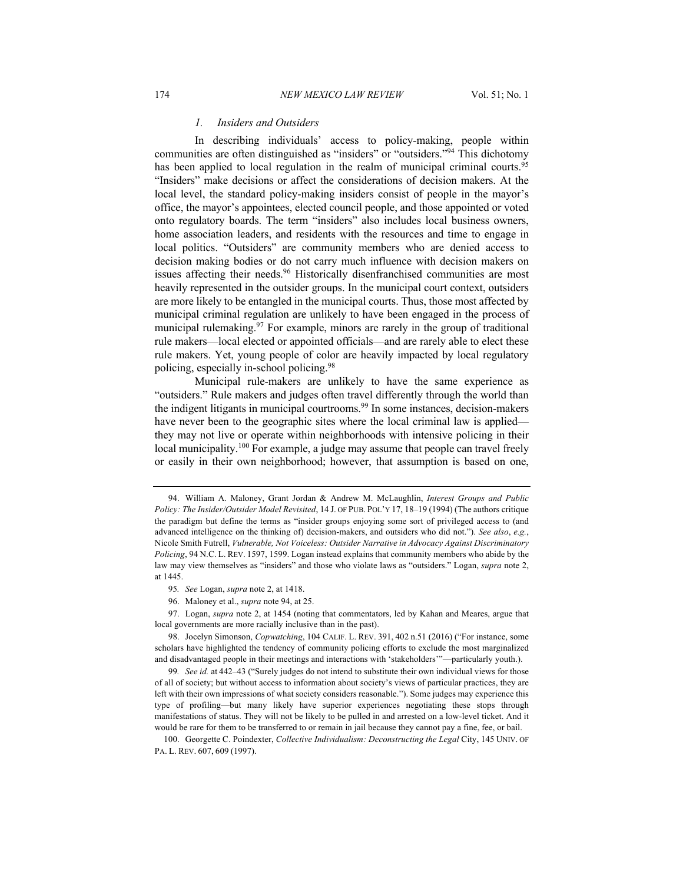### *1. Insiders and Outsiders*

In describing individuals' access to policy-making, people within communities are often distinguished as "insiders" or "outsiders."[94] This dichotomy has been applied to local regulation in the realm of municipal criminal courts.[95] "Insiders" make decisions or affect the considerations of decision makers. At the local level, the standard policy-making insiders consist of people in the mayor's office, the mayor's appointees, elected council people, and those appointed or voted onto regulatory boards. The term "insiders" also includes local business owners, home association leaders, and residents with the resources and time to engage in local politics. "Outsiders" are community members who are denied access to decision making bodies or do not carry much influence with decision makers on issues affecting their needs.[96] Historically disenfranchised communities are most heavily represented in the outsider groups. In the municipal court context, outsiders are more likely to be entangled in the municipal courts. Thus, those most affected by municipal criminal regulation are unlikely to have been engaged in the process of municipal rulemaking.[97] For example, minors are rarely in the group of traditional rule makers—local elected or appointed officials—and are rarely able to elect these rule makers. Yet, young people of color are heavily impacted by local regulatory policing, especially in-school policing.[98]

Municipal rule-makers are unlikely to have the same experience as "outsiders." Rule makers and judges often travel differently through the world than the indigent litigants in municipal courtrooms.[99] In some instances, decision-makers have never been to the geographic sites where the local criminal law is applied—they may not live or operate within neighborhoods with intensive policing in their local municipality.[100] For example, a judge may assume that people can travel freely or easily in their own neighborhood; however, that assumption is based on one,

---

94. William A. Maloney, Grant Jordan & Andrew M. McLaughlin, *Interest Groups and Public Policy: The Insider/Outsider Model Revisited*, 14 J. OF PUB. POL'Y 17, 18–19 (1994) (The authors critique the paradigm but define the terms as "insider groups enjoying some sort of privileged access to (and advanced intelligence on the thinking of) decision-makers, and outsiders who did not."). *See also*, *e.g.*, Nicole Smith Futrell, *Vulnerable, Not Voiceless: Outsider Narrative in Advocacy Against Discriminatory Policing*, 94 N.C. L. REV. 1597, 1599. Logan instead explains that community members who abide by the law may view themselves as "insiders" and those who violate laws as "outsiders." Logan, *supra* note 2, at 1445.

95. *See* Logan, *supra* note 2, at 1418.

96. Maloney et al., *supra* note 94, at 25.

97. Logan, *supra* note 2, at 1454 (noting that commentators, led by Kahan and Meares, argue that local governments are more racially inclusive than in the past).

98. Jocelyn Simonson, *Copwatching*, 104 CALIF. L. REV. 391, 402 n.51 (2016) ("For instance, some scholars have highlighted the tendency of community policing efforts to exclude the most marginalized and disadvantaged people in their meetings and interactions with 'stakeholders'"—particularly youth.).

99. *See id.* at 442–43 ("Surely judges do not intend to substitute their own individual views for those of all of society; but without access to information about society's views of particular practices, they are left with their own impressions of what society considers reasonable."). Some judges may experience this type of profiling—but many likely have superior experiences negotiating these stops through manifestations of status. They will not be likely to be pulled in and arrested on a low-level ticket. And it would be rare for them to be transferred to or remain in jail because they cannot pay a fine, fee, or bail.

100. Georgette C. Poindexter, *Collective Individualism: Deconstructing the Legal* City, 145 UNIV. OF PA. L. REV. 607, 609 (1997).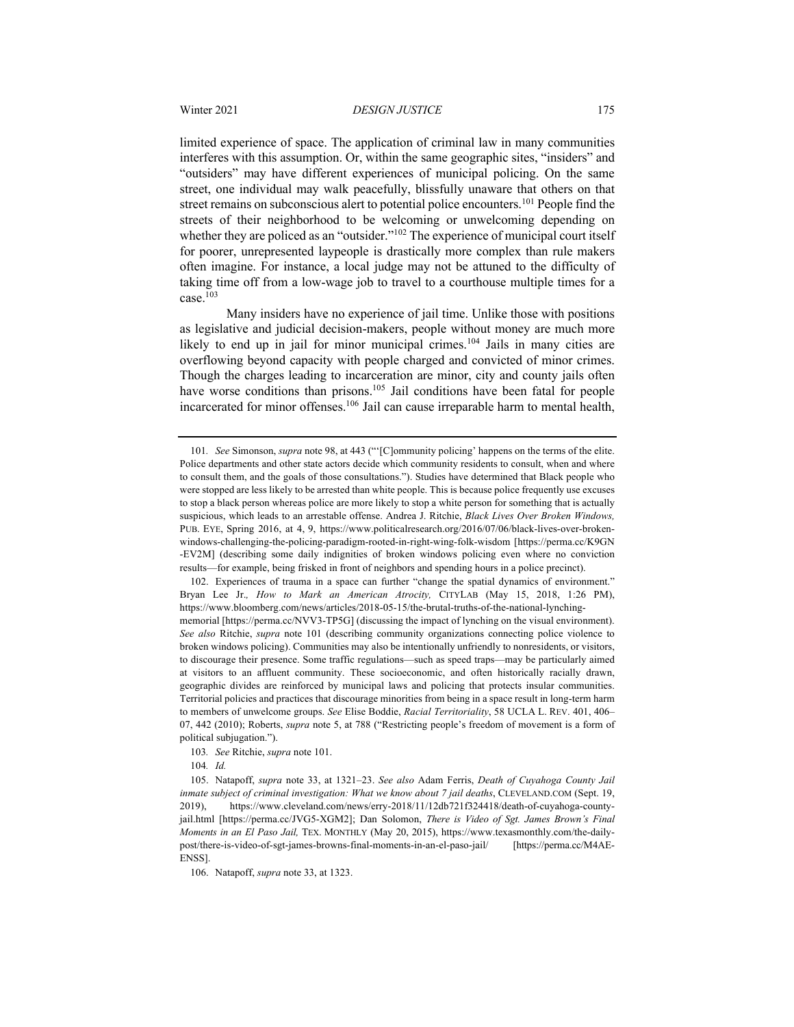limited experience of space. The application of criminal law in many communities interferes with this assumption. Or, within the same geographic sites, "insiders" and "outsiders" may have different experiences of municipal policing. On the same street, one individual may walk peacefully, blissfully unaware that others on that street remains on subconscious alert to potential police encounters.[101] People find the streets of their neighborhood to be welcoming or unwelcoming depending on whether they are policed as an "outsider."[102] The experience of municipal court itself for poorer, unrepresented laypeople is drastically more complex than rule makers often imagine. For instance, a local judge may not be attuned to the difficulty of taking time off from a low-wage job to travel to a courthouse multiple times for a case.[103]

Many insiders have no experience of jail time. Unlike those with positions as legislative and judicial decision-makers, people without money are much more likely to end up in jail for minor municipal crimes.[104] Jails in many cities are overflowing beyond capacity with people charged and convicted of minor crimes. Though the charges leading to incarceration are minor, city and county jails often have worse conditions than prisons.[105] Jail conditions have been fatal for people incarcerated for minor offenses.[106] Jail can cause irreparable harm to mental health,

---

101. *See* Simonson, *supra* note 98, at 443 ("'[C]ommunity policing' happens on the terms of the elite. Police departments and other state actors decide which community residents to consult, when and where to consult them, and the goals of those consultations."). Studies have determined that Black people who were stopped are less likely to be arrested than white people. This is because police frequently use excuses to stop a black person whereas police are more likely to stop a white person for something that is actually suspicious, which leads to an arrestable offense. Andrea J. Ritchie, *Black Lives Over Broken Windows,* PUB. EYE, Spring 2016, at 4, 9, https://www.politicalresearch.org/2016/07/06/black-lives-over-broken-windows-challenging-the-policing-paradigm-rooted-in-right-wing-folk-wisdom [https://perma.cc/K9GN-EV2M] (describing some daily indignities of broken windows policing even where no conviction results—for example, being frisked in front of neighbors and spending hours in a police precinct).

102. Experiences of trauma in a space can further "change the spatial dynamics of environment." Bryan Lee Jr.*, How to Mark an American Atrocity,* CITYLAB (May 15, 2018, 1:26 PM), https://www.bloomberg.com/news/articles/2018-05-15/the-brutal-truths-of-the-national-lynching-memorial [https://perma.cc/NVV3-TP5G] (discussing the impact of lynching on the visual environment). *See also* Ritchie, *supra* note 101 (describing community organizations connecting police violence to broken windows policing). Communities may also be intentionally unfriendly to nonresidents, or visitors, to discourage their presence. Some traffic regulations—such as speed traps—may be particularly aimed at visitors to an affluent community. These socioeconomic, and often historically racially drawn, geographic divides are reinforced by municipal laws and policing that protects insular communities. Territorial policies and practices that discourage minorities from being in a space result in long-term harm to members of unwelcome groups. *See* Elise Boddie, *Racial Territoriality*, 58 UCLA L. REV. 401, 406–07, 442 (2010); Roberts, *supra* note 5, at 788 ("Restricting people's freedom of movement is a form of political subjugation.").

103. *See* Ritchie, *supra* note 101.

104. *Id.*

105. Natapoff, *supra* note 33, at 1321–23. *See also* Adam Ferris, *Death of Cuyahoga County Jail inmate subject of criminal investigation: What we know about 7 jail deaths*, CLEVELAND.COM (Sept. 19, 2019), https://www.cleveland.com/news/erry-2018/11/12db721f324418/death-of-cuyahoga-county-jail.html [https://perma.cc/JVG5-XGM2]; Dan Solomon, *There is Video of Sgt. James Brown's Final Moments in an El Paso Jail,* TEX. MONTHLY (May 20, 2015), https://www.texasmonthly.com/the-daily-post/there-is-video-of-sgt-james-browns-final-moments-in-an-el-paso-jail/ [https://perma.cc/M4AE-ENSS].

106. Natapoff, *supra* note 33, at 1323.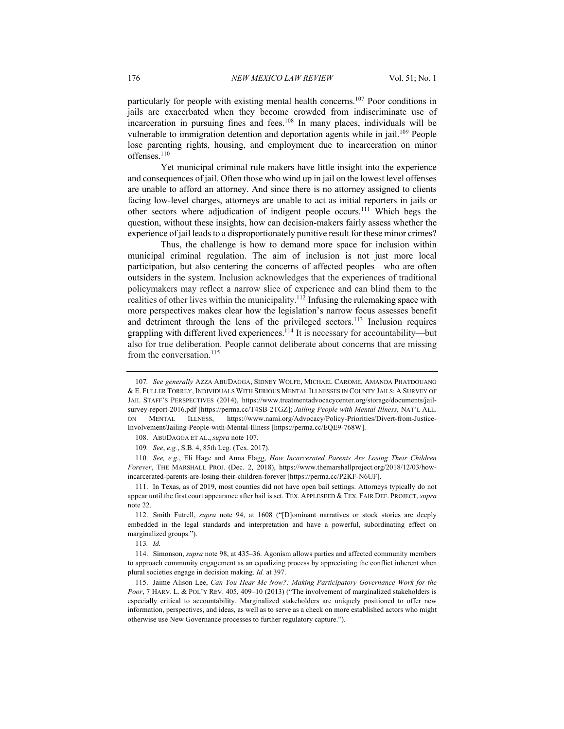particularly for people with existing mental health concerns.[107] Poor conditions in jails are exacerbated when they become crowded from indiscriminate use of incarceration in pursuing fines and fees.[108] In many places, individuals will be vulnerable to immigration detention and deportation agents while in jail.[109] People lose parenting rights, housing, and employment due to incarceration on minor offenses.[110]

Yet municipal criminal rule makers have little insight into the experience and consequences of jail. Often those who wind up in jail on the lowest level offenses are unable to afford an attorney. And since there is no attorney assigned to clients facing low-level charges, attorneys are unable to act as initial reporters in jails or other sectors where adjudication of indigent people occurs.[111] Which begs the question, without these insights, how can decision-makers fairly assess whether the experience of jail leads to a disproportionately punitive result for these minor crimes?

Thus, the challenge is how to demand more space for inclusion within municipal criminal regulation. The aim of inclusion is not just more local participation, but also centering the concerns of affected peoples—who are often outsiders in the system. Inclusion acknowledges that the experiences of traditional policymakers may reflect a narrow slice of experience and can blind them to the realities of other lives within the municipality.[112] Infusing the rulemaking space with more perspectives makes clear how the legislation's narrow focus assesses benefit and detriment through the lens of the privileged sectors.[113] Inclusion requires grappling with different lived experiences.[114] It is necessary for accountability—but also for true deliberation. People cannot deliberate about concerns that are missing from the conversation.[115]

---

107. *See generally* AZZA ABUDAGGA, SIDNEY WOLFE, MICHAEL CAROME, AMANDA PHATDOUANG & E. FULLER TORREY, INDIVIDUALS WITH SERIOUS MENTAL ILLNESSES IN COUNTY JAILS: A SURVEY OF JAIL STAFF'S PERSPECTIVES (2014), https://www.treatmentadvocacycenter.org/storage/documents/jail-survey-report-2016.pdf [https://perma.cc/T4SB-2TGZ]; *Jailing People with Mental Illness*, NAT'L ALL. ON MENTAL ILLNESS, https://www.nami.org/Advocacy/Policy-Priorities/Divert-from-Justice-Involvement/Jailing-People-with-Mental-Illness [https://perma.cc/EQE9-768W].

108. ABUDAGGA ET AL., *supra* note 107.

109. *See*, *e.g.*, S.B. 4, 85th Leg. (Tex. 2017).

110. *See, e.g.*, Eli Hage and Anna Flagg, *How Incarcerated Parents Are Losing Their Children Forever*, THE MARSHALL PROJ. (Dec. 2, 2018), https://www.themarshallproject.org/2018/12/03/how-incarcerated-parents-are-losing-their-children-forever [https://perma.cc/P2KF-N6UF].

111. In Texas, as of 2019, most counties did not have open bail settings. Attorneys typically do not appear until the first court appearance after bail is set. TEX. APPLESEED & TEX. FAIR DEF. PROJECT, *supra* note 22.

112. Smith Futrell, *supra* note 94, at 1608 ("[D]ominant narratives or stock stories are deeply embedded in the legal standards and interpretation and have a powerful, subordinating effect on marginalized groups.").

113. *Id.*

114. Simonson, *supra* note 98, at 435–36. Agonism allows parties and affected community members to approach community engagement as an equalizing process by appreciating the conflict inherent when plural societies engage in decision making. *Id.* at 397.

115. Jaime Alison Lee, *Can You Hear Me Now?: Making Participatory Governance Work for the Poor*, 7 HARV. L. & POL'Y REV. 405, 409–10 (2013) ("The involvement of marginalized stakeholders is especially critical to accountability. Marginalized stakeholders are uniquely positioned to offer new information, perspectives, and ideas, as well as to serve as a check on more established actors who might otherwise use New Governance processes to further regulatory capture.").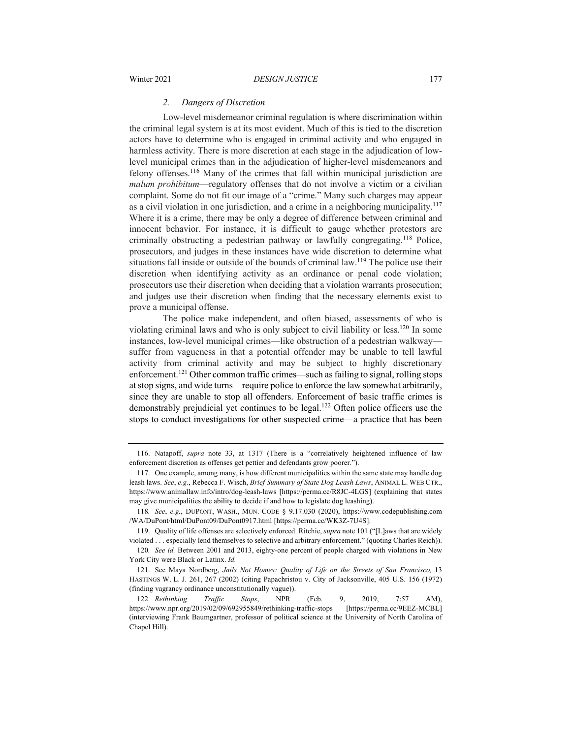### *2. Dangers of Discretion*

Low-level misdemeanor criminal regulation is where discrimination within the criminal legal system is at its most evident. Much of this is tied to the discretion actors have to determine who is engaged in criminal activity and who engaged in harmless activity. There is more discretion at each stage in the adjudication of low-level municipal crimes than in the adjudication of higher-level misdemeanors and felony offenses.[116] Many of the crimes that fall within municipal jurisdiction are *malum prohibitum*—regulatory offenses that do not involve a victim or a civilian complaint. Some do not fit our image of a "crime." Many such charges may appear as a civil violation in one jurisdiction, and a crime in a neighboring municipality.[117] Where it is a crime, there may be only a degree of difference between criminal and innocent behavior. For instance, it is difficult to gauge whether protestors are criminally obstructing a pedestrian pathway or lawfully congregating.[118] Police, prosecutors, and judges in these instances have wide discretion to determine what situations fall inside or outside of the bounds of criminal law.[119] The police use their discretion when identifying activity as an ordinance or penal code violation; prosecutors use their discretion when deciding that a violation warrants prosecution; and judges use their discretion when finding that the necessary elements exist to prove a municipal offense.

The police make independent, and often biased, assessments of who is violating criminal laws and who is only subject to civil liability or less.[120] In some instances, low-level municipal crimes—like obstruction of a pedestrian walkway—suffer from vagueness in that a potential offender may be unable to tell lawful activity from criminal activity and may be subject to highly discretionary enforcement.[121] Other common traffic crimes—such as failing to signal, rolling stops at stop signs, and wide turns—require police to enforce the law somewhat arbitrarily, since they are unable to stop all offenders. Enforcement of basic traffic crimes is demonstrably prejudicial yet continues to be legal.[122] Often police officers use the stops to conduct investigations for other suspected crime—a practice that has been

---

116. Natapoff, *supra* note 33, at 1317 (There is a "correlatively heightened influence of law enforcement discretion as offenses get pettier and defendants grow poorer.").

117. One example, among many, is how different municipalities within the same state may handle dog leash laws. *See*, *e.g.*, Rebecca F. Wisch, *Brief Summary of State Dog Leash Laws*, ANIMAL L. WEB CTR., https://www.animallaw.info/intro/dog-leash-laws [https://perma.cc/R8JC-4LGS] (explaining that states may give municipalities the ability to decide if and how to legislate dog leashing).

118. *See*, *e.g.*, DUPONT, WASH., MUN. CODE § 9.17.030 (2020), https://www.codepublishing.com/WA/DuPont/html/DuPont09/DuPont0917.html [https://perma.cc/WK3Z-7U4S].

119. Quality of life offenses are selectively enforced. Ritchie, *supra* note 101 ("[L]aws that are widely violated . . . especially lend themselves to selective and arbitrary enforcement." (quoting Charles Reich)).

120. *See id.* Between 2001 and 2013, eighty-one percent of people charged with violations in New York City were Black or Latinx. *Id.*

121. See Maya Nordberg, *Jails Not Homes: Quality of Life on the Streets of San Francisco,* 13 HASTINGS W. L. J. 261, 267 (2002) (citing Papachristou v. City of Jacksonville, 405 U.S. 156 (1972) (finding vagrancy ordinance unconstitutionally vague)).

122. *Rethinking Traffic Stops*, NPR (Feb. 9, 2019, 7:57 AM), https://www.npr.org/2019/02/09/692955849/rethinking-traffic-stops [https://perma.cc/9EEZ-MCBL] (interviewing Frank Baumgartner, professor of political science at the University of North Carolina of Chapel Hill).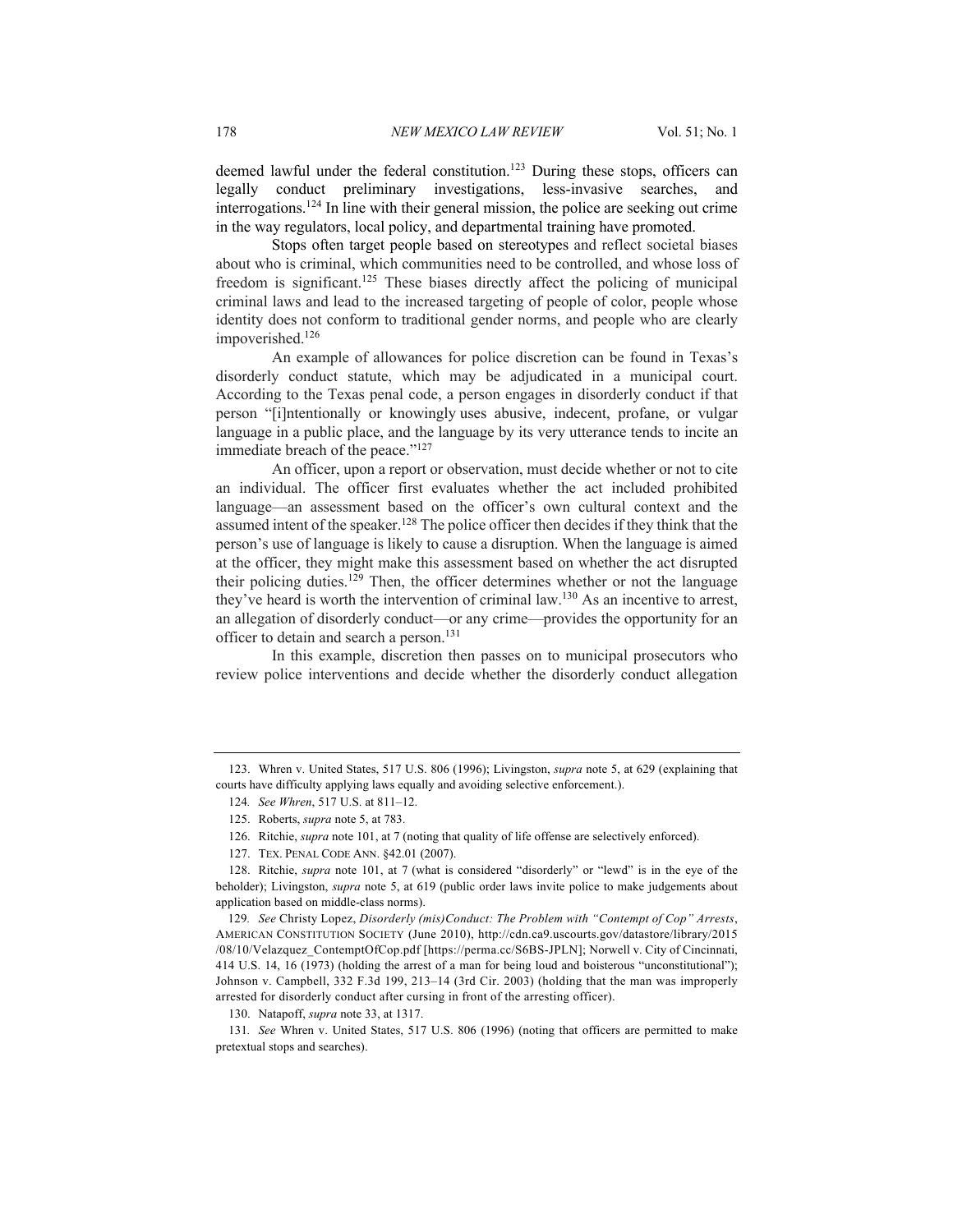deemed lawful under the federal constitution.[123] During these stops, officers can legally conduct preliminary investigations, less-invasive searches, and interrogations.[124] In line with their general mission, the police are seeking out crime in the way regulators, local policy, and departmental training have promoted.

Stops often target people based on stereotypes and reflect societal biases about who is criminal, which communities need to be controlled, and whose loss of freedom is significant.[125] These biases directly affect the policing of municipal criminal laws and lead to the increased targeting of people of color, people whose identity does not conform to traditional gender norms, and people who are clearly impoverished.[126]

An example of allowances for police discretion can be found in Texas's disorderly conduct statute, which may be adjudicated in a municipal court. According to the Texas penal code, a person engages in disorderly conduct if that person "[i]ntentionally or knowingly uses abusive, indecent, profane, or vulgar language in a public place, and the language by its very utterance tends to incite an immediate breach of the peace."[127]

An officer, upon a report or observation, must decide whether or not to cite an individual. The officer first evaluates whether the act included prohibited language—an assessment based on the officer's own cultural context and the assumed intent of the speaker.[128] The police officer then decides if they think that the person's use of language is likely to cause a disruption. When the language is aimed at the officer, they might make this assessment based on whether the act disrupted their policing duties.[129] Then, the officer determines whether or not the language they've heard is worth the intervention of criminal law.[130] As an incentive to arrest, an allegation of disorderly conduct—or any crime—provides the opportunity for an officer to detain and search a person.[131]

In this example, discretion then passes on to municipal prosecutors who review police interventions and decide whether the disorderly conduct allegation

---

123. Whren v. United States, 517 U.S. 806 (1996); Livingston, *supra* note 5, at 629 (explaining that courts have difficulty applying laws equally and avoiding selective enforcement.).

124. *See Whren*, 517 U.S. at 811–12.

125. Roberts, *supra* note 5, at 783.

126. Ritchie, *supra* note 101, at 7 (noting that quality of life offense are selectively enforced).

127. TEX. PENAL CODE ANN. §42.01 (2007).

128. Ritchie, *supra* note 101, at 7 (what is considered "disorderly" or "lewd" is in the eye of the beholder); Livingston, *supra* note 5, at 619 (public order laws invite police to make judgements about application based on middle-class norms).

129. *See* Christy Lopez, *Disorderly (mis)Conduct: The Problem with "Contempt of Cop" Arrests*, AMERICAN CONSTITUTION SOCIETY (June 2010), http://cdn.ca9.uscourts.gov/datastore/library/2015/08/10/Velazquez_ContemptOfCop.pdf [https://perma.cc/S6BS-JPLN]; Norwell v. City of Cincinnati, 414 U.S. 14, 16 (1973) (holding the arrest of a man for being loud and boisterous "unconstitutional"); Johnson v. Campbell, 332 F.3d 199, 213–14 (3rd Cir. 2003) (holding that the man was improperly arrested for disorderly conduct after cursing in front of the arresting officer).

130. Natapoff, *supra* note 33, at 1317.

131. *See* Whren v. United States, 517 U.S. 806 (1996) (noting that officers are permitted to make pretextual stops and searches).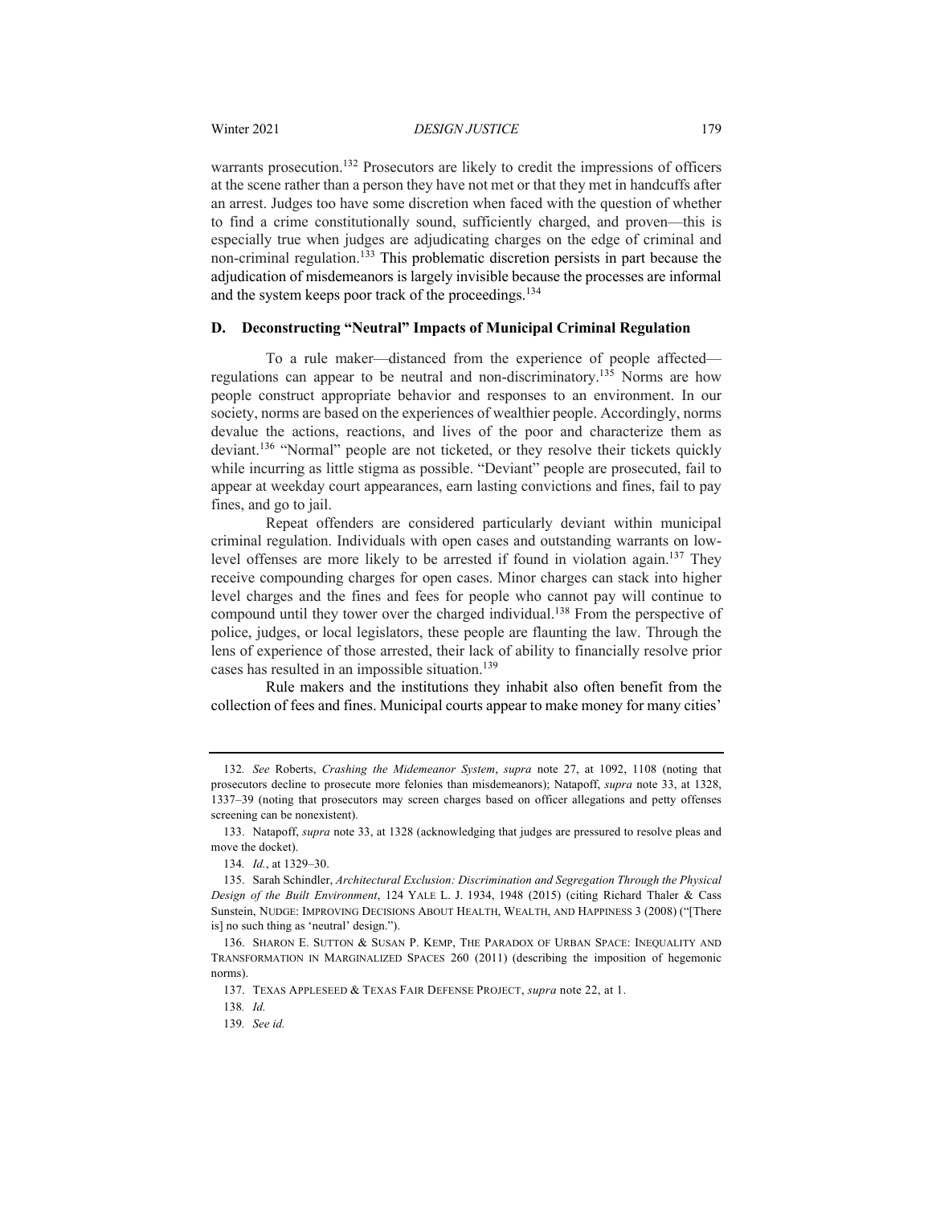warrants prosecution.[132] Prosecutors are likely to credit the impressions of officers at the scene rather than a person they have not met or that they met in handcuffs after an arrest. Judges too have some discretion when faced with the question of whether to find a crime constitutionally sound, sufficiently charged, and proven—this is especially true when judges are adjudicating charges on the edge of criminal and non-criminal regulation.[133] This problematic discretion persists in part because the adjudication of misdemeanors is largely invisible because the processes are informal and the system keeps poor track of the proceedings.[134]

### D. Deconstructing "Neutral" Impacts of Municipal Criminal Regulation

To a rule maker—distanced from the experience of people affected—regulations can appear to be neutral and non-discriminatory.[135] Norms are how people construct appropriate behavior and responses to an environment. In our society, norms are based on the experiences of wealthier people. Accordingly, norms devalue the actions, reactions, and lives of the poor and characterize them as deviant.[136] "Normal" people are not ticketed, or they resolve their tickets quickly while incurring as little stigma as possible. "Deviant" people are prosecuted, fail to appear at weekday court appearances, earn lasting convictions and fines, fail to pay fines, and go to jail.

Repeat offenders are considered particularly deviant within municipal criminal regulation. Individuals with open cases and outstanding warrants on low-level offenses are more likely to be arrested if found in violation again.[137] They receive compounding charges for open cases. Minor charges can stack into higher level charges and the fines and fees for people who cannot pay will continue to compound until they tower over the charged individual.[138] From the perspective of police, judges, or local legislators, these people are flaunting the law. Through the lens of experience of those arrested, their lack of ability to financially resolve prior cases has resulted in an impossible situation.[139]

Rule makers and the institutions they inhabit also often benefit from the collection of fees and fines. Municipal courts appear to make money for many cities'

---

132. *See* Roberts, *Crashing the Midemeanor System*, *supra* note 27, at 1092, 1108 (noting that prosecutors decline to prosecute more felonies than misdemeanors); Natapoff, *supra* note 33, at 1328, 1337–39 (noting that prosecutors may screen charges based on officer allegations and petty offenses screening can be nonexistent).

133. Natapoff, *supra* note 33, at 1328 (acknowledging that judges are pressured to resolve pleas and move the docket).

134. *Id.*, at 1329–30.

135. Sarah Schindler, *Architectural Exclusion: Discrimination and Segregation Through the Physical Design of the Built Environment*, 124 YALE L. J. 1934, 1948 (2015) (citing Richard Thaler & Cass Sunstein, NUDGE: IMPROVING DECISIONS ABOUT HEALTH, WEALTH, AND HAPPINESS 3 (2008) ("[There is] no such thing as 'neutral' design.").

136. SHARON E. SUTTON & SUSAN P. KEMP, THE PARADOX OF URBAN SPACE: INEQUALITY AND TRANSFORMATION IN MARGINALIZED SPACES 260 (2011) (describing the imposition of hegemonic norms).

137. TEXAS APPLESEED & TEXAS FAIR DEFENSE PROJECT, *supra* note 22, at 1.

138. *Id.*

139. *See id.*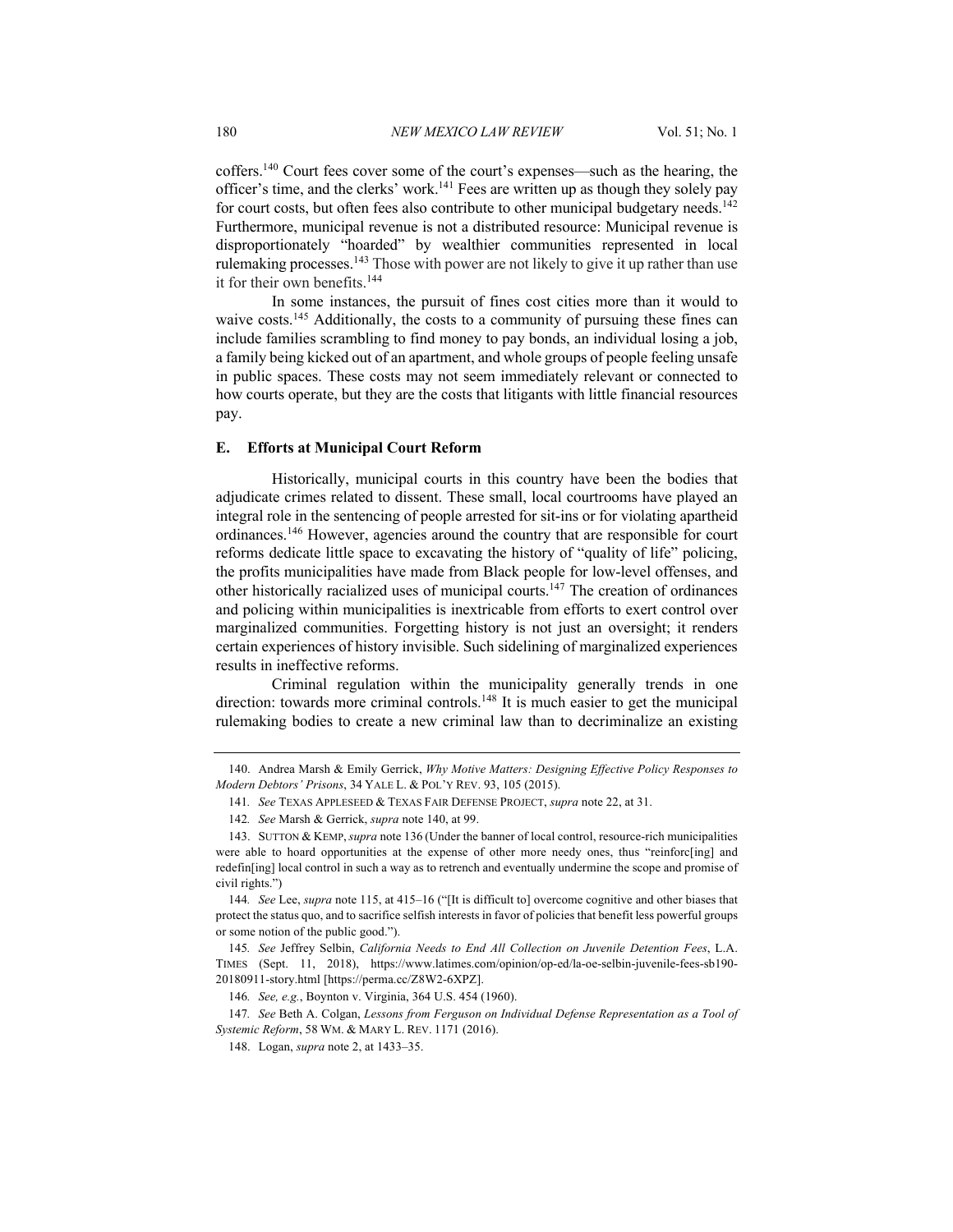coffers.[140] Court fees cover some of the court's expenses—such as the hearing, the officer's time, and the clerks' work.[141] Fees are written up as though they solely pay for court costs, but often fees also contribute to other municipal budgetary needs.[142] Furthermore, municipal revenue is not a distributed resource: Municipal revenue is disproportionately "hoarded" by wealthier communities represented in local rulemaking processes.[143] Those with power are not likely to give it up rather than use it for their own benefits.[144]

In some instances, the pursuit of fines cost cities more than it would to waive costs.[145] Additionally, the costs to a community of pursuing these fines can include families scrambling to find money to pay bonds, an individual losing a job, a family being kicked out of an apartment, and whole groups of people feeling unsafe in public spaces. These costs may not seem immediately relevant or connected to how courts operate, but they are the costs that litigants with little financial resources pay.

### E. Efforts at Municipal Court Reform

Historically, municipal courts in this country have been the bodies that adjudicate crimes related to dissent. These small, local courtrooms have played an integral role in the sentencing of people arrested for sit-ins or for violating apartheid ordinances.[146] However, agencies around the country that are responsible for court reforms dedicate little space to excavating the history of "quality of life" policing, the profits municipalities have made from Black people for low-level offenses, and other historically racialized uses of municipal courts.[147] The creation of ordinances and policing within municipalities is inextricable from efforts to exert control over marginalized communities. Forgetting history is not just an oversight; it renders certain experiences of history invisible. Such sidelining of marginalized experiences results in ineffective reforms.

Criminal regulation within the municipality generally trends in one direction: towards more criminal controls.[148] It is much easier to get the municipal rulemaking bodies to create a new criminal law than to decriminalize an existing

---

140. Andrea Marsh & Emily Gerrick, *Why Motive Matters: Designing Effective Policy Responses to Modern Debtors' Prisons*, 34 YALE L. & POL'Y REV. 93, 105 (2015).

141. *See* TEXAS APPLESEED & TEXAS FAIR DEFENSE PROJECT, *supra* note 22, at 31.

142. *See* Marsh & Gerrick, *supra* note 140, at 99.

143. SUTTON & KEMP, *supra* note 136 (Under the banner of local control, resource-rich municipalities were able to hoard opportunities at the expense of other more needy ones, thus "reinforc[ing] and redefin[ing] local control in such a way as to retrench and eventually undermine the scope and promise of civil rights.")

144. *See* Lee, *supra* note 115, at 415–16 ("[It is difficult to] overcome cognitive and other biases that protect the status quo, and to sacrifice selfish interests in favor of policies that benefit less powerful groups or some notion of the public good.").

145. *See* Jeffrey Selbin, *California Needs to End All Collection on Juvenile Detention Fees*, L.A. TIMES (Sept. 11, 2018), https://www.latimes.com/opinion/op-ed/la-oe-selbin-juvenile-fees-sb190-20180911-story.html [https://perma.cc/Z8W2-6XPZ].

146. *See, e.g.*, Boynton v. Virginia, 364 U.S. 454 (1960).

147. *See* Beth A. Colgan, *Lessons from Ferguson on Individual Defense Representation as a Tool of Systemic Reform*, 58 WM. & MARY L. REV. 1171 (2016).

148. Logan, *supra* note 2, at 1433–35.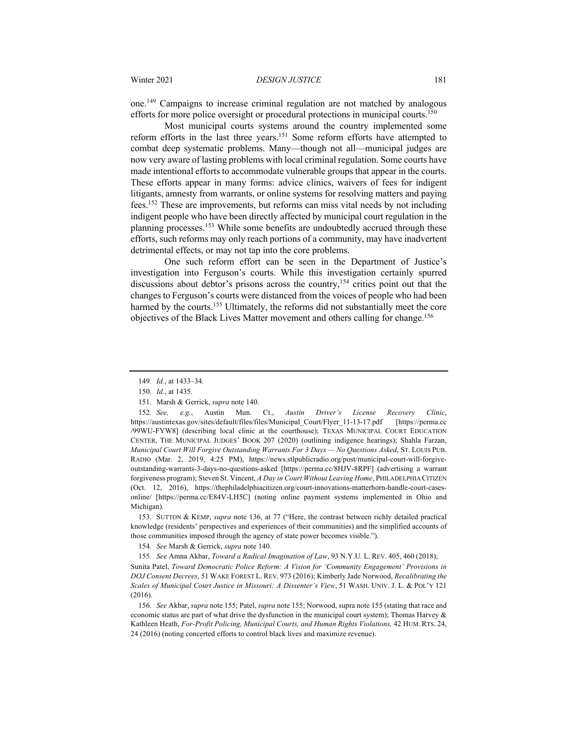one.[149] Campaigns to increase criminal regulation are not matched by analogous efforts for more police oversight or procedural protections in municipal courts.[150]

Most municipal courts systems around the country implemented some reform efforts in the last three years.[151] Some reform efforts have attempted to combat deep systematic problems. Many—though not all—municipal judges are now very aware of lasting problems with local criminal regulation. Some courts have made intentional efforts to accommodate vulnerable groups that appear in the courts. These efforts appear in many forms: advice clinics, waivers of fees for indigent litigants, amnesty from warrants, or online systems for resolving matters and paying fees.[152] These are improvements, but reforms can miss vital needs by not including indigent people who have been directly affected by municipal court regulation in the planning processes.[153] While some benefits are undoubtedly accrued through these efforts, such reforms may only reach portions of a community, may have inadvertent detrimental effects, or may not tap into the core problems.

One such reform effort can be seen in the Department of Justice's investigation into Ferguson's courts. While this investigation certainly spurred discussions about debtor's prisons across the country,[154] critics point out that the changes to Ferguson's courts were distanced from the voices of people who had been harmed by the courts.[155] Ultimately, the reforms did not substantially meet the core objectives of the Black Lives Matter movement and others calling for change.[156]

---

149. *Id.*, at 1433–34.

150. *Id.*, at 1435.

151. Marsh & Gerrick, *supra* note 140.

152. *See, e.g.*, Austin Mun. Ct., *Austin Driver's License Recovery Clinic*, https://austintexas.gov/sites/default/files/files/Municipal_Court/Flyer_11-13-17.pdf [https://perma.cc/99WU-FYW8] (describing local clinic at the courthouse); TEXAS MUNICIPAL COURT EDUCATION CENTER, THE MUNICIPAL JUDGES' BOOK 207 (2020) (outlining indigence hearings); Shahla Farzan, *Municipal Court Will Forgive Outstanding Warrants For 3 Days — No Questions Asked*, ST. LOUIS PUB. RADIO (Mar. 2, 2019, 4:25 PM), https://news.stlpublicradio.org/post/municipal-court-will-forgive-outstanding-warrants-3-days-no-questions-asked [https://perma.cc/8HJV-8RPF] (advertising a warrant forgiveness program); Steven St. Vincent, *A Day in Court Without Leaving Home*, PHILADELPHIA CITIZEN (Oct. 12, 2016), https://thephiladelphiacitizen.org/court-innovations-matterhorn-handle-court-cases-online/ [https://perma.cc/E84V-LH5C] (noting online payment systems implemented in Ohio and Michigan).

153. SUTTON & KEMP, *supra* note 136, at 77 ("Here, the contrast between richly detailed practical knowledge (residents' perspectives and experiences of their communities) and the simplified accounts of those communities imposed through the agency of state power becomes visible.").

154. *See* Marsh & Gerrick, *supra* note 140.

155. *See* Amna Akbar, *Toward a Radical Imagination of Law*, 93 N.Y.U. L. REV. 405, 460 (2018); Sunita Patel, *Toward Democratic Police Reform: A Vision for 'Community Engagement' Provisions in DOJ Consent Decrees*, 51 WAKE FOREST L. REV. 973 (2016); Kimberly Jade Norwood, *Recalibrating the Scales of Municipal Court Justice in Missouri: A Dissenter's View*, 51 WASH. UNIV. J. L. & POL'Y 121 (2016).

156. *See* Akbar, *supra* note 155; Patel, *supra* note 155; Norwood, supra note 155 (stating that race and economic status are part of what drive the dysfunction in the municipal court system); Thomas Harvey & Kathleen Heath, *For-Profit Policing, Municipal Courts, and Human Rights Violations,* 42 HUM. RTS. 24, 24 (2016) (noting concerted efforts to control black lives and maximize revenue).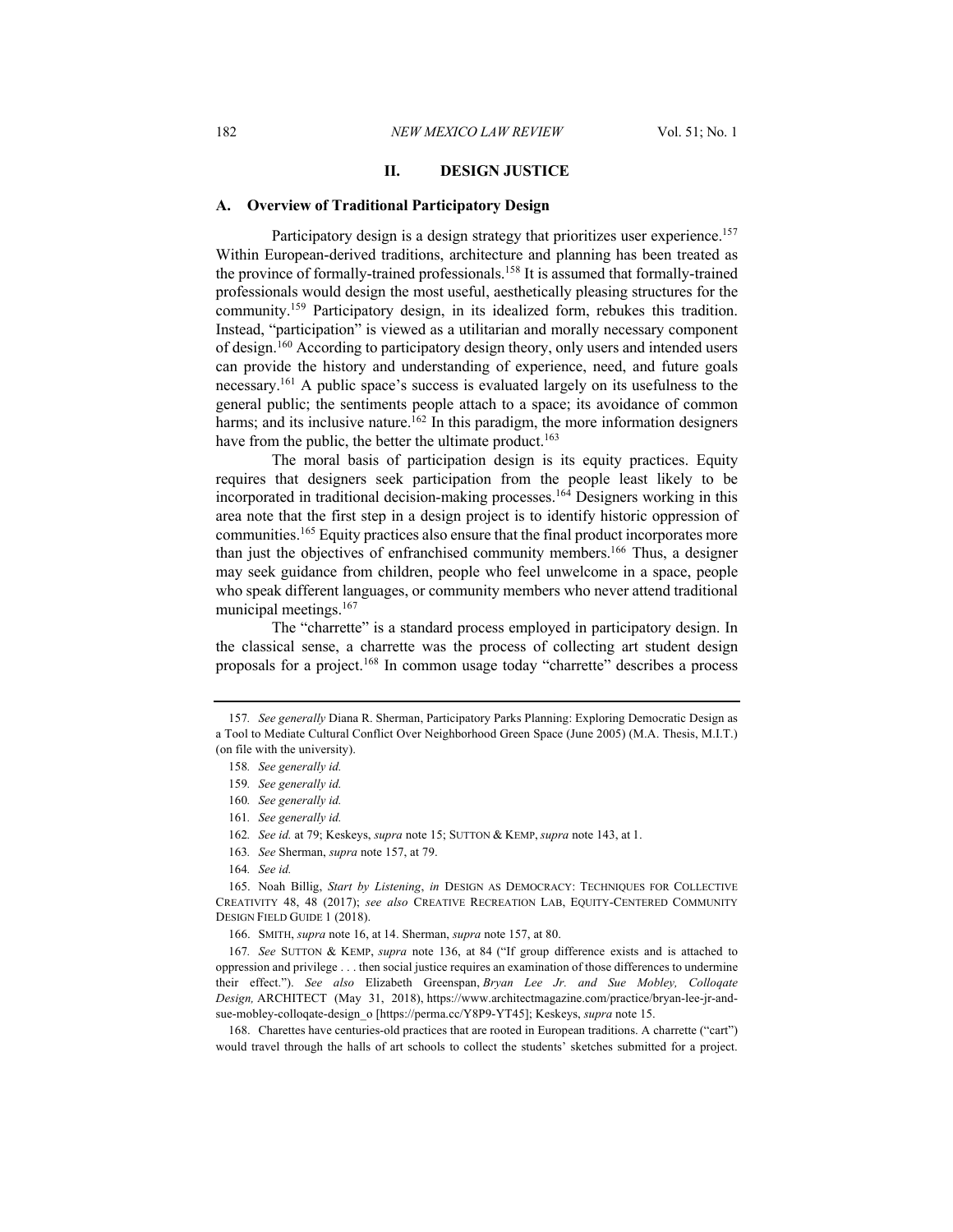## II. DESIGN JUSTICE

### A. Overview of Traditional Participatory Design

Participatory design is a design strategy that prioritizes user experience.[157] Within European-derived traditions, architecture and planning has been treated as the province of formally-trained professionals.[158] It is assumed that formally-trained professionals would design the most useful, aesthetically pleasing structures for the community.[159] Participatory design, in its idealized form, rebukes this tradition. Instead, "participation" is viewed as a utilitarian and morally necessary component of design.[160] According to participatory design theory, only users and intended users can provide the history and understanding of experience, need, and future goals necessary.[161] A public space's success is evaluated largely on its usefulness to the general public; the sentiments people attach to a space; its avoidance of common harms; and its inclusive nature.[162] In this paradigm, the more information designers have from the public, the better the ultimate product.[163]

The moral basis of participation design is its equity practices. Equity requires that designers seek participation from the people least likely to be incorporated in traditional decision-making processes.[164] Designers working in this area note that the first step in a design project is to identify historic oppression of communities.[165] Equity practices also ensure that the final product incorporates more than just the objectives of enfranchised community members.[166] Thus, a designer may seek guidance from children, people who feel unwelcome in a space, people who speak different languages, or community members who never attend traditional municipal meetings.[167]

The "charrette" is a standard process employed in participatory design. In the classical sense, a charrette was the process of collecting art student design proposals for a project.[168] In common usage today "charrette" describes a process

---

157. *See generally* Diana R. Sherman, Participatory Parks Planning: Exploring Democratic Design as a Tool to Mediate Cultural Conflict Over Neighborhood Green Space (June 2005) (M.A. Thesis, M.I.T.) (on file with the university).

158. *See generally id.*

159. *See generally id.*

160. *See generally id.*

161. *See generally id.*

162. *See id.* at 79; Keskeys, *supra* note 15; SUTTON & KEMP, *supra* note 143, at 1.

163. *See* Sherman, *supra* note 157, at 79.

164. *See id.*

165. Noah Billig, *Start by Listening*, *in* DESIGN AS DEMOCRACY: TECHNIQUES FOR COLLECTIVE CREATIVITY 48, 48 (2017); *see also* CREATIVE RECREATION LAB, EQUITY-CENTERED COMMUNITY DESIGN FIELD GUIDE 1 (2018).

166. SMITH, *supra* note 16, at 14. Sherman, *supra* note 157, at 80.

167. *See* SUTTON & KEMP, *supra* note 136, at 84 ("If group difference exists and is attached to oppression and privilege . . . then social justice requires an examination of those differences to undermine their effect."). *See also* Elizabeth Greenspan, *Bryan Lee Jr. and Sue Mobley, Colloqate Design,* ARCHITECT (May 31, 2018), https://www.architectmagazine.com/practice/bryan-lee-jr-and-sue-mobley-colloqate-design_o [https://perma.cc/Y8P9-YT45]; Keskeys, *supra* note 15.

168. Charettes have centuries-old practices that are rooted in European traditions. A charrette ("cart") would travel through the halls of art schools to collect the students' sketches submitted for a project.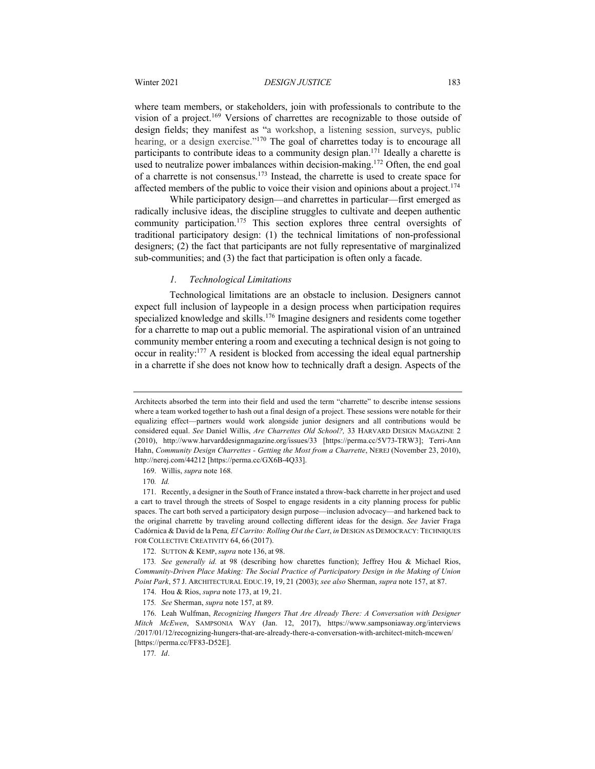where team members, or stakeholders, join with professionals to contribute to the vision of a project.[169] Versions of charrettes are recognizable to those outside of design fields; they manifest as "a workshop, a listening session, surveys, public hearing, or a design exercise."[170] The goal of charrettes today is to encourage all participants to contribute ideas to a community design plan.[171] Ideally a charette is used to neutralize power imbalances within decision-making.[172] Often, the end goal of a charrette is not consensus.[173] Instead, the charrette is used to create space for affected members of the public to voice their vision and opinions about a project.[174]

While participatory design—and charrettes in particular—first emerged as radically inclusive ideas, the discipline struggles to cultivate and deepen authentic community participation.[175] This section explores three central oversights of traditional participatory design: (1) the technical limitations of non-professional designers; (2) the fact that participants are not fully representative of marginalized sub-communities; and (3) the fact that participation is often only a facade.

### *1. Technological Limitations*

Technological limitations are an obstacle to inclusion. Designers cannot expect full inclusion of laypeople in a design process when participation requires specialized knowledge and skills.[176] Imagine designers and residents come together for a charrette to map out a public memorial. The aspirational vision of an untrained community member entering a room and executing a technical design is not going to occur in reality:[177] A resident is blocked from accessing the ideal equal partnership in a charrette if she does not know how to technically draft a design. Aspects of the

---

Architects absorbed the term into their field and used the term "charrette" to describe intense sessions where a team worked together to hash out a final design of a project. These sessions were notable for their equalizing effect—partners would work alongside junior designers and all contributions would be considered equal. *See* Daniel Willis, *Are Charrettes Old School?,* 33 HARVARD DESIGN MAGAZINE 2 (2010), http://www.harvarddesignmagazine.org/issues/33 [https://perma.cc/5V73-TRW3]; Terri-Ann Hahn, *Community Design Charrettes - Getting the Most from a Charrette*, NEREJ (November 23, 2010), http://nerej.com/44212 [https://perma.cc/GX6B-4Q33].

169. Willis, *supra* note 168*.*

170*. Id.*

171. Recently, a designer in the South of France instated a throw-back charrette in her project and used a cart to travel through the streets of Sospel to engage residents in a city planning process for public spaces. The cart both served a participatory design purpose—inclusion advocacy—and harkened back to the original charrette by traveling around collecting different ideas for the design. *See* Javier Fraga Cadórnica & David de la Pena*, El Carrito: Rolling Out the Cart*, *in* DESIGN AS DEMOCRACY: TECHNIQUES FOR COLLECTIVE CREATIVITY 64, 66 (2017).

172. SUTTON & KEMP, *supra* note 136, at 98.

173*. See generally id.* at 98 (describing how charettes function); Jeffrey Hou & Michael Rios, *Community-Driven Place Making: The Social Practice of Participatory Design in the Making of Union Point Park*, 57 J. ARCHITECTURAL EDUC.19, 19, 21 (2003); *see also* Sherman, *supra* note 157, at 87.

174. Hou & Rios, *supra* note 173, at 19, 21.

175*. See* Sherman, *supra* note 157, at 89.

176. Leah Wulfman, *Recognizing Hungers That Are Already There: A Conversation with Designer Mitch McEwen*, SAMPSONIA WAY (Jan. 12, 2017), https://www.sampsoniaway.org/interviews/2017/01/12/recognizing-hungers-that-are-already-there-a-conversation-with-architect-mitch-mcewen/ [https://perma.cc/FF83-D52E].

177*. Id*.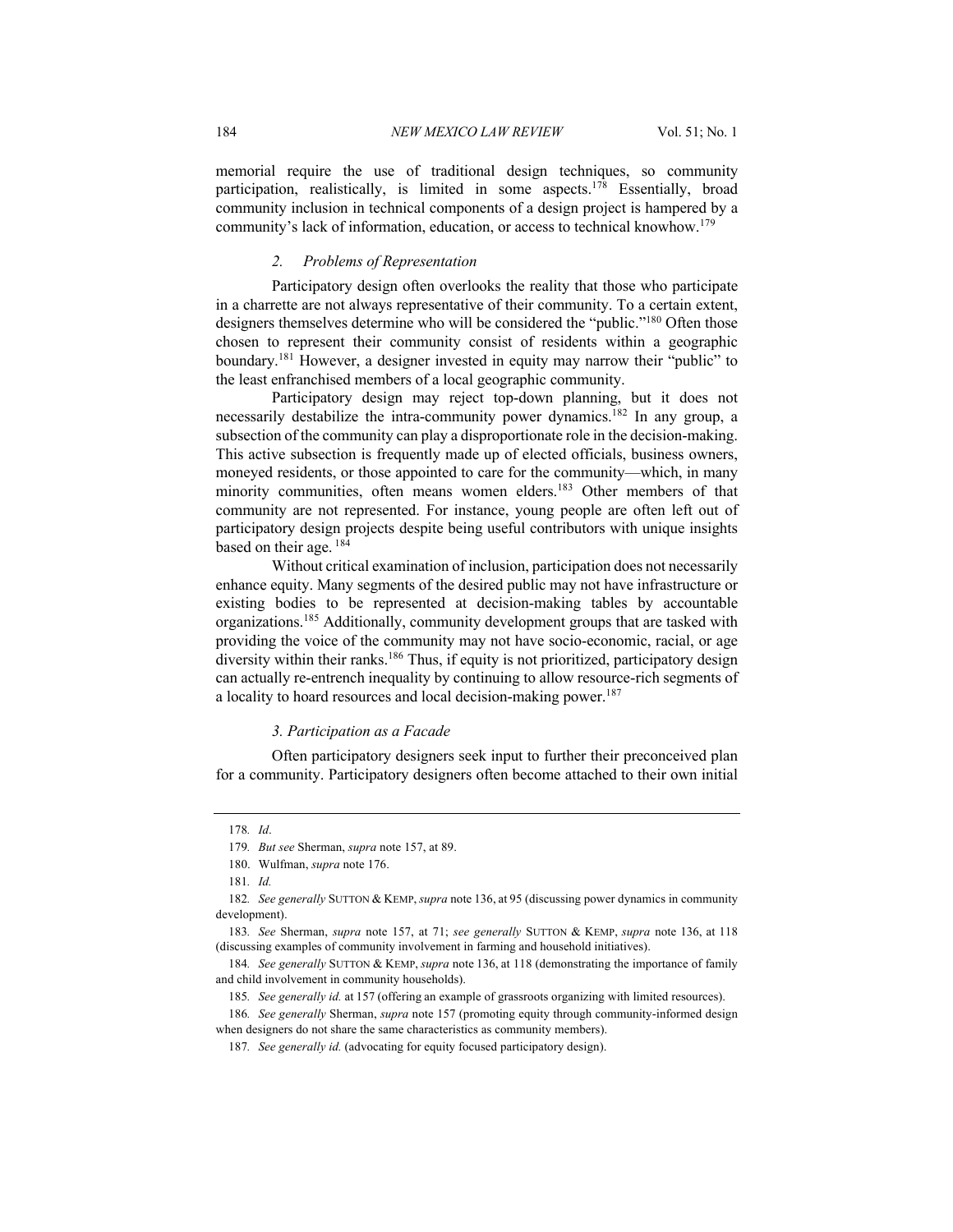memorial require the use of traditional design techniques, so community participation, realistically, is limited in some aspects.[178] Essentially, broad community inclusion in technical components of a design project is hampered by a community's lack of information, education, or access to technical knowhow.[179]

#### *2. Problems of Representation*

Participatory design often overlooks the reality that those who participate in a charrette are not always representative of their community. To a certain extent, designers themselves determine who will be considered the "public."[180] Often those chosen to represent their community consist of residents within a geographic boundary.[181] However, a designer invested in equity may narrow their "public" to the least enfranchised members of a local geographic community.

Participatory design may reject top-down planning, but it does not necessarily destabilize the intra-community power dynamics.[182] In any group, a subsection of the community can play a disproportionate role in the decision-making. This active subsection is frequently made up of elected officials, business owners, moneyed residents, or those appointed to care for the community—which, in many minority communities, often means women elders.[183] Other members of that community are not represented. For instance, young people are often left out of participatory design projects despite being useful contributors with unique insights based on their age.[184]

Without critical examination of inclusion, participation does not necessarily enhance equity. Many segments of the desired public may not have infrastructure or existing bodies to be represented at decision-making tables by accountable organizations.[185] Additionally, community development groups that are tasked with providing the voice of the community may not have socio-economic, racial, or age diversity within their ranks.[186] Thus, if equity is not prioritized, participatory design can actually re-entrench inequality by continuing to allow resource-rich segments of a locality to hoard resources and local decision-making power.[187]

#### *3. Participation as a Facade*

Often participatory designers seek input to further their preconceived plan for a community. Participatory designers often become attached to their own initial

---

178. *Id*.

179. *But see* Sherman, *supra* note 157, at 89.

180. Wulfman, *supra* note 176.

181. *Id.*

182. *See generally* SUTTON & KEMP, *supra* note 136, at 95 (discussing power dynamics in community development).

183. *See* Sherman, *supra* note 157, at 71; *see generally* SUTTON & KEMP, *supra* note 136, at 118 (discussing examples of community involvement in farming and household initiatives).

184. *See generally* SUTTON & KEMP, *supra* note 136, at 118 (demonstrating the importance of family and child involvement in community households).

185. *See generally id.* at 157 (offering an example of grassroots organizing with limited resources).

186. *See generally* Sherman, *supra* note 157 (promoting equity through community-informed design when designers do not share the same characteristics as community members).

187. *See generally id.* (advocating for equity focused participatory design).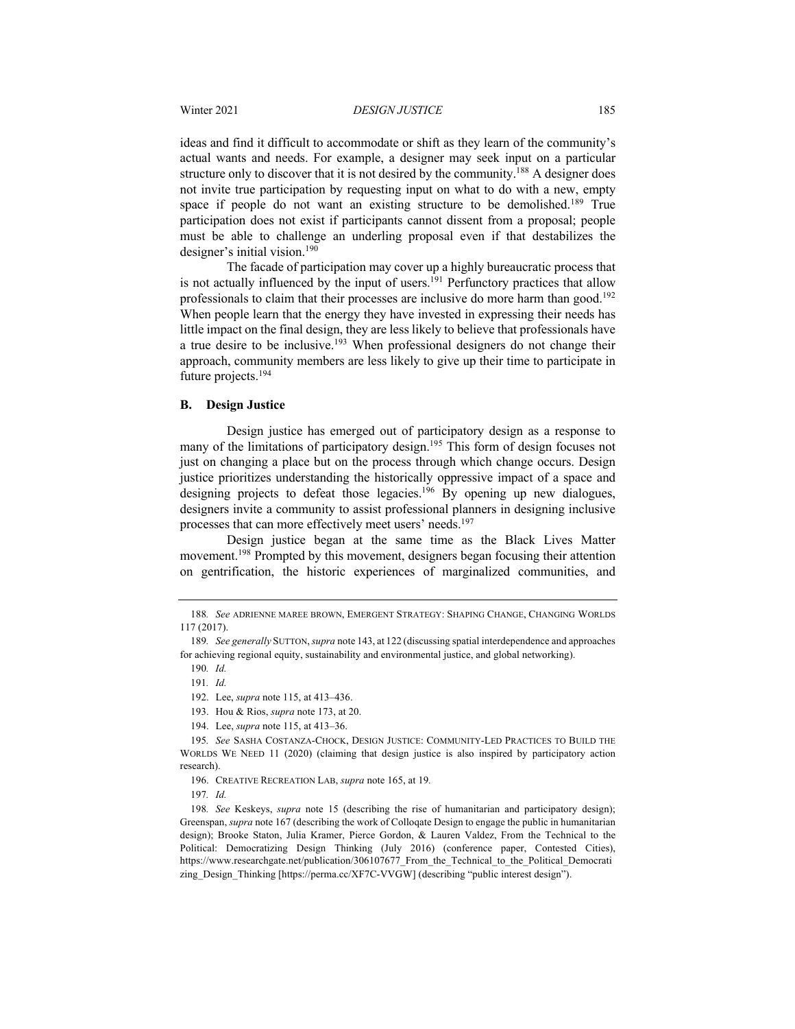ideas and find it difficult to accommodate or shift as they learn of the community's actual wants and needs. For example, a designer may seek input on a particular structure only to discover that it is not desired by the community.[188] A designer does not invite true participation by requesting input on what to do with a new, empty space if people do not want an existing structure to be demolished.[189] True participation does not exist if participants cannot dissent from a proposal; people must be able to challenge an underling proposal even if that destabilizes the designer's initial vision.[190]

The facade of participation may cover up a highly bureaucratic process that is not actually influenced by the input of users.[191] Perfunctory practices that allow professionals to claim that their processes are inclusive do more harm than good.[192] When people learn that the energy they have invested in expressing their needs has little impact on the final design, they are less likely to believe that professionals have a true desire to be inclusive.[193] When professional designers do not change their approach, community members are less likely to give up their time to participate in future projects.[194]

### B. Design Justice

Design justice has emerged out of participatory design as a response to many of the limitations of participatory design.[195] This form of design focuses not just on changing a place but on the process through which change occurs. Design justice prioritizes understanding the historically oppressive impact of a space and designing projects to defeat those legacies.[196] By opening up new dialogues, designers invite a community to assist professional planners in designing inclusive processes that can more effectively meet users' needs.[197]

Design justice began at the same time as the Black Lives Matter movement.[198] Prompted by this movement, designers began focusing their attention on gentrification, the historic experiences of marginalized communities, and

---

188. *See* ADRIENNE MAREE BROWN, EMERGENT STRATEGY: SHAPING CHANGE, CHANGING WORLDS 117 (2017).

189. *See generally* SUTTON, *supra* note 143, at 122 (discussing spatial interdependence and approaches for achieving regional equity, sustainability and environmental justice, and global networking).

190. *Id.*

191. *Id.*

192. Lee, *supra* note 115, at 413–436.

193. Hou & Rios, *supra* note 173, at 20.

194. Lee, *supra* note 115, at 413–36.

195. *See* SASHA COSTANZA-CHOCK, DESIGN JUSTICE: COMMUNITY-LED PRACTICES TO BUILD THE WORLDS WE NEED 11 (2020) (claiming that design justice is also inspired by participatory action research).

196. CREATIVE RECREATION LAB, *supra* note 165, at 19.

197. *Id.*

198. *See* Keskeys, *supra* note 15 (describing the rise of humanitarian and participatory design); Greenspan, *supra* note 167 (describing the work of Colloqate Design to engage the public in humanitarian design); Brooke Staton, Julia Kramer, Pierce Gordon, & Lauren Valdez, From the Technical to the Political: Democratizing Design Thinking (July 2016) (conference paper, Contested Cities), https://www.researchgate.net/publication/306107677_From_the_Technical_to_the_Political_Democratizing_Design_Thinking [https://perma.cc/XF7C-VVGW] (describing "public interest design").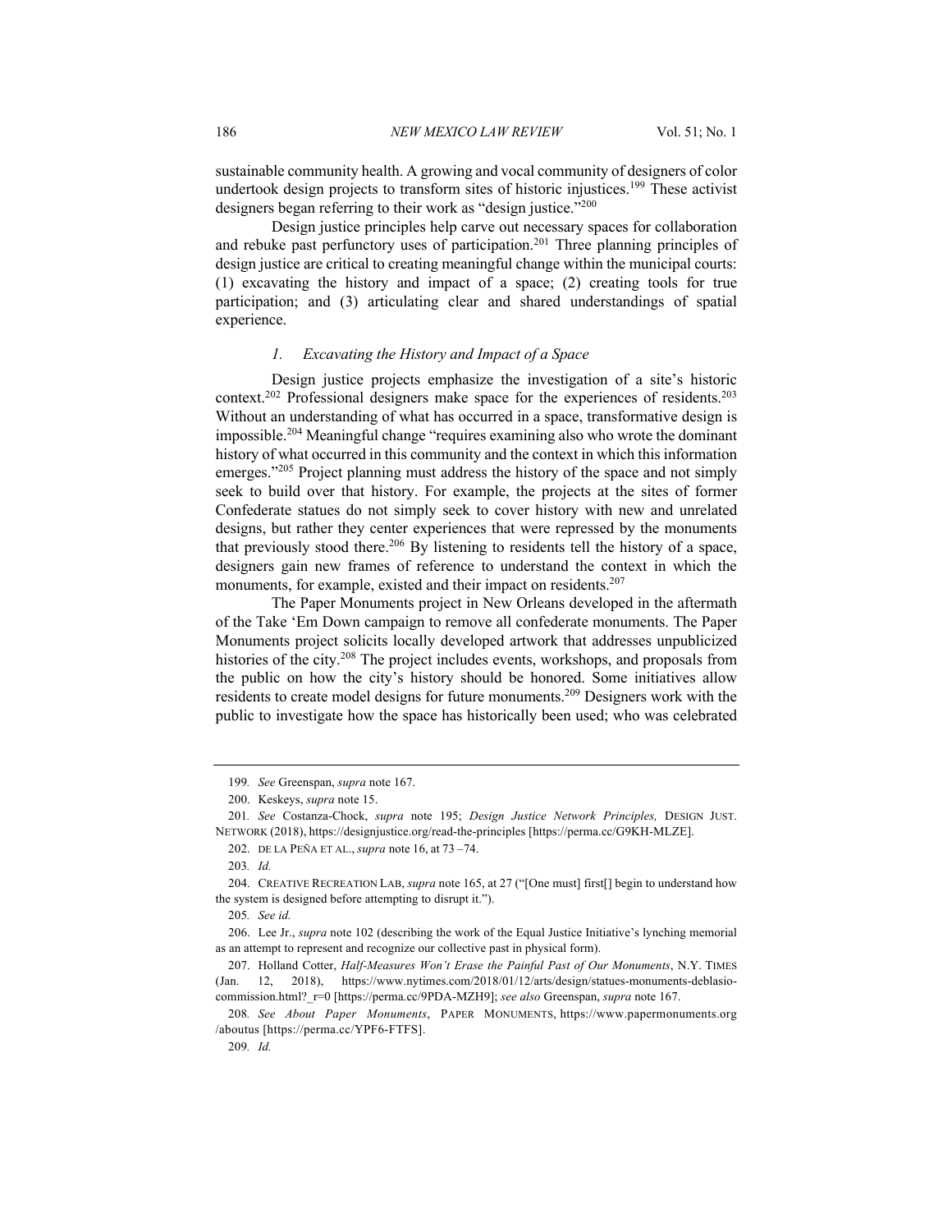sustainable community health. A growing and vocal community of designers of color undertook design projects to transform sites of historic injustices.[199] These activist designers began referring to their work as "design justice."[200]

Design justice principles help carve out necessary spaces for collaboration and rebuke past perfunctory uses of participation.[201] Three planning principles of design justice are critical to creating meaningful change within the municipal courts: (1) excavating the history and impact of a space; (2) creating tools for true participation; and (3) articulating clear and shared understandings of spatial experience.

### *1. Excavating the History and Impact of a Space*

Design justice projects emphasize the investigation of a site's historic context.[202] Professional designers make space for the experiences of residents.[203] Without an understanding of what has occurred in a space, transformative design is impossible.[204] Meaningful change "requires examining also who wrote the dominant history of what occurred in this community and the context in which this information emerges."[205] Project planning must address the history of the space and not simply seek to build over that history. For example, the projects at the sites of former Confederate statues do not simply seek to cover history with new and unrelated designs, but rather they center experiences that were repressed by the monuments that previously stood there.[206] By listening to residents tell the history of a space, designers gain new frames of reference to understand the context in which the monuments, for example, existed and their impact on residents.[207]

The Paper Monuments project in New Orleans developed in the aftermath of the Take 'Em Down campaign to remove all confederate monuments. The Paper Monuments project solicits locally developed artwork that addresses unpublicized histories of the city.[208] The project includes events, workshops, and proposals from the public on how the city's history should be honored. Some initiatives allow residents to create model designs for future monuments.[209] Designers work with the public to investigate how the space has historically been used; who was celebrated

---

199. *See* Greenspan, *supra* note 167.

200. Keskeys, *supra* note 15.

201. *See* Costanza-Chock, *supra* note 195; *Design Justice Network Principles,* DESIGN JUST. NETWORK (2018), https://designjustice.org/read-the-principles [https://perma.cc/G9KH-MLZE].

202. DE LA PEÑA ET AL., *supra* note 16, at 73 –74.

203. *Id.*

204. CREATIVE RECREATION LAB, *supra* note 165, at 27 ("[One must] first[] begin to understand how the system is designed before attempting to disrupt it.").

205. *See id.*

206. Lee Jr., *supra* note 102 (describing the work of the Equal Justice Initiative's lynching memorial as an attempt to represent and recognize our collective past in physical form).

207. Holland Cotter, *Half-Measures Won't Erase the Painful Past of Our Monuments*, N.Y. TIMES (Jan. 12, 2018), https://www.nytimes.com/2018/01/12/arts/design/statues-monuments-deblasio-commission.html?_r=0 [https://perma.cc/9PDA-MZH9]; *see also* Greenspan, *supra* note 167.

208. *See About Paper Monuments*, PAPER MONUMENTS, https://www.papermonuments.org/aboutus [https://perma.cc/YPF6-FTFS].

209. *Id.*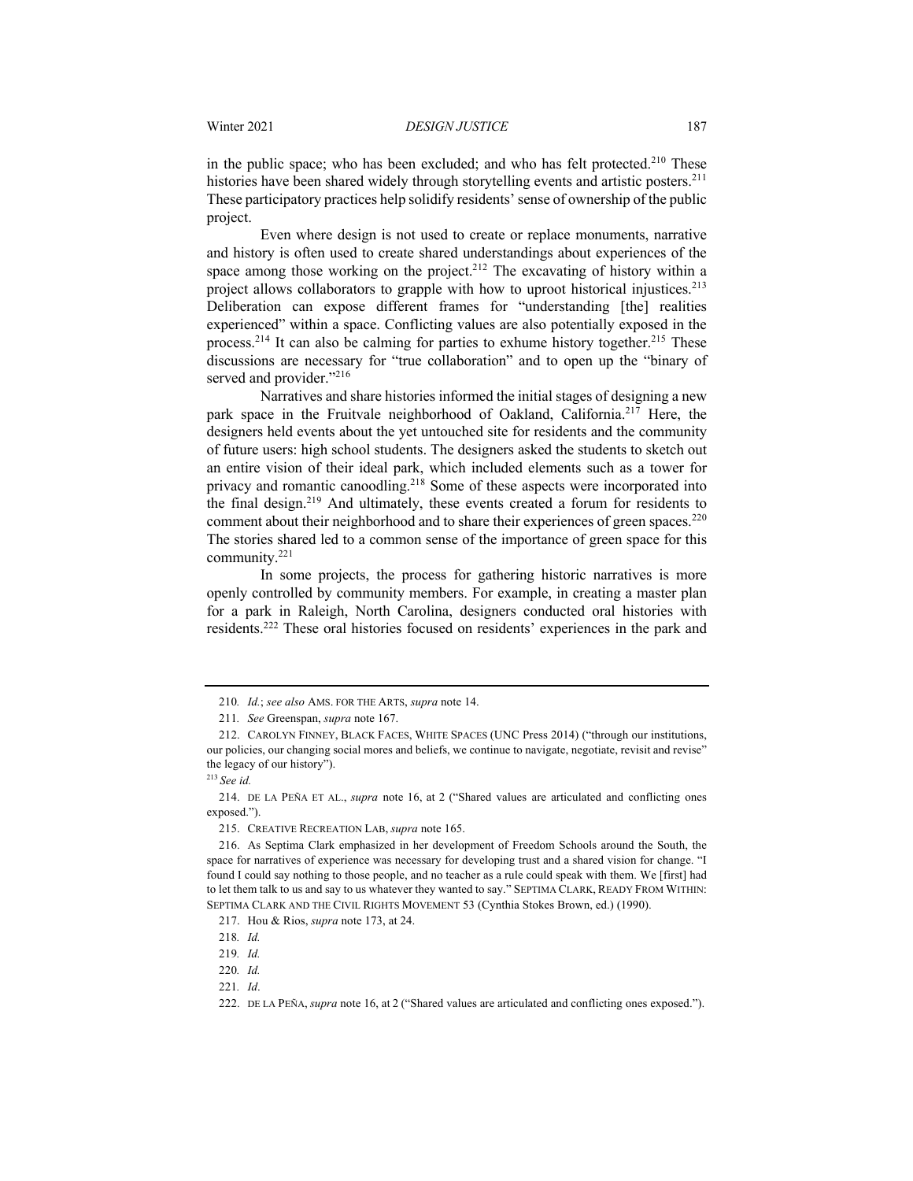in the public space; who has been excluded; and who has felt protected.[210] These histories have been shared widely through storytelling events and artistic posters.[211] These participatory practices help solidify residents' sense of ownership of the public project.

Even where design is not used to create or replace monuments, narrative and history is often used to create shared understandings about experiences of the space among those working on the project.[212] The excavating of history within a project allows collaborators to grapple with how to uproot historical injustices.[213] Deliberation can expose different frames for "understanding [the] realities experienced" within a space. Conflicting values are also potentially exposed in the process.[214] It can also be calming for parties to exhume history together.[215] These discussions are necessary for "true collaboration" and to open up the "binary of served and provider."[216]

Narratives and share histories informed the initial stages of designing a new park space in the Fruitvale neighborhood of Oakland, California.[217] Here, the designers held events about the yet untouched site for residents and the community of future users: high school students. The designers asked the students to sketch out an entire vision of their ideal park, which included elements such as a tower for privacy and romantic canoodling.[218] Some of these aspects were incorporated into the final design.[219] And ultimately, these events created a forum for residents to comment about their neighborhood and to share their experiences of green spaces.[220] The stories shared led to a common sense of the importance of green space for this community.[221]

In some projects, the process for gathering historic narratives is more openly controlled by community members. For example, in creating a master plan for a park in Raleigh, North Carolina, designers conducted oral histories with residents.[222] These oral histories focused on residents' experiences in the park and

---

210. *Id.*; *see also* AMS. FOR THE ARTS, *supra* note 14.

211. *See* Greenspan, *supra* note 167.

212. CAROLYN FINNEY, BLACK FACES, WHITE SPACES (UNC Press 2014) ("through our institutions, our policies, our changing social mores and beliefs, we continue to navigate, negotiate, revisit and revise" the legacy of our history").

213. *See id.*

214. DE LA PEÑA ET AL., *supra* note 16, at 2 ("Shared values are articulated and conflicting ones exposed.").

215. CREATIVE RECREATION LAB, *supra* note 165.

216. As Septima Clark emphasized in her development of Freedom Schools around the South, the space for narratives of experience was necessary for developing trust and a shared vision for change. "I found I could say nothing to those people, and no teacher as a rule could speak with them. We [first] had to let them talk to us and say to us whatever they wanted to say." SEPTIMA CLARK, READY FROM WITHIN: SEPTIMA CLARK AND THE CIVIL RIGHTS MOVEMENT 53 (Cynthia Stokes Brown, ed.) (1990).

217. Hou & Rios, *supra* note 173, at 24.

218. *Id.*

219. *Id.*

220. *Id.*

221. *Id*.

222. DE LA PEÑA, *supra* note 16, at 2 ("Shared values are articulated and conflicting ones exposed.").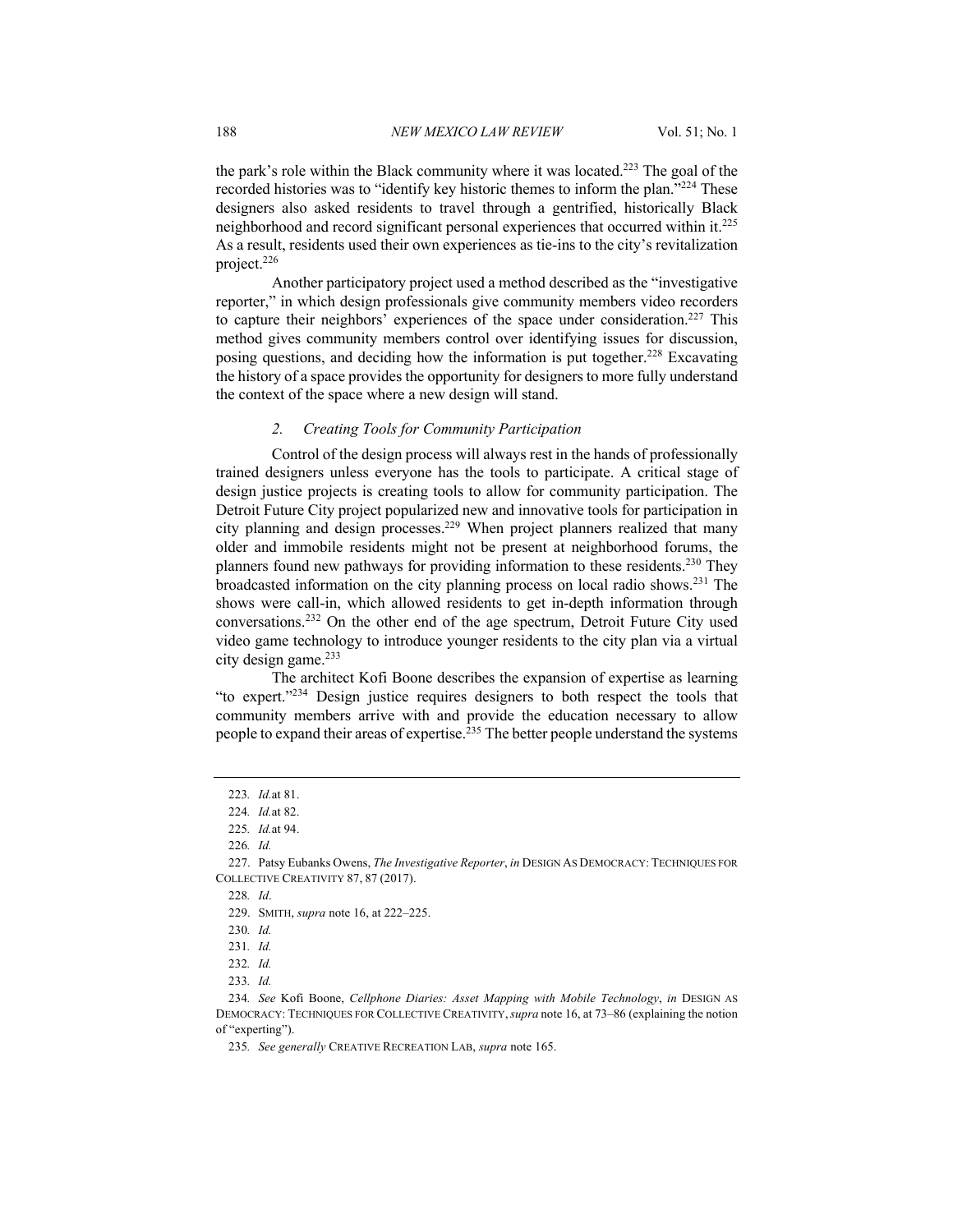the park's role within the Black community where it was located.[223] The goal of the recorded histories was to "identify key historic themes to inform the plan."[224] These designers also asked residents to travel through a gentrified, historically Black neighborhood and record significant personal experiences that occurred within it.[225] As a result, residents used their own experiences as tie-ins to the city's revitalization project.[226]

Another participatory project used a method described as the "investigative reporter," in which design professionals give community members video recorders to capture their neighbors' experiences of the space under consideration.[227] This method gives community members control over identifying issues for discussion, posing questions, and deciding how the information is put together.[228] Excavating the history of a space provides the opportunity for designers to more fully understand the context of the space where a new design will stand.

### *2. Creating Tools for Community Participation*

Control of the design process will always rest in the hands of professionally trained designers unless everyone has the tools to participate. A critical stage of design justice projects is creating tools to allow for community participation. The Detroit Future City project popularized new and innovative tools for participation in city planning and design processes.[229] When project planners realized that many older and immobile residents might not be present at neighborhood forums, the planners found new pathways for providing information to these residents.[230] They broadcasted information on the city planning process on local radio shows.[231] The shows were call-in, which allowed residents to get in-depth information through conversations.[232] On the other end of the age spectrum, Detroit Future City used video game technology to introduce younger residents to the city plan via a virtual city design game.[233]

The architect Kofi Boone describes the expansion of expertise as learning "to expert."[234] Design justice requires designers to both respect the tools that community members arrive with and provide the education necessary to allow people to expand their areas of expertise.[235] The better people understand the systems

---

223. *Id.* at 81.

224. *Id.* at 82.

225. *Id.* at 94.

226. *Id.*

227. Patsy Eubanks Owens, *The Investigative Reporter*, *in* DESIGN AS DEMOCRACY: TECHNIQUES FOR COLLECTIVE CREATIVITY 87, 87 (2017).

228. *Id*.

229. SMITH, *supra* note 16, at 222–225.

230. *Id.*

231. *Id.*

232. *Id.*

233. *Id.*

234. *See* Kofi Boone, *Cellphone Diaries: Asset Mapping with Mobile Technology*, *in* DESIGN AS DEMOCRACY: TECHNIQUES FOR COLLECTIVE CREATIVITY, *supra* note 16, at 73–86 (explaining the notion of "experting").

235. *See generally* CREATIVE RECREATION LAB, *supra* note 165.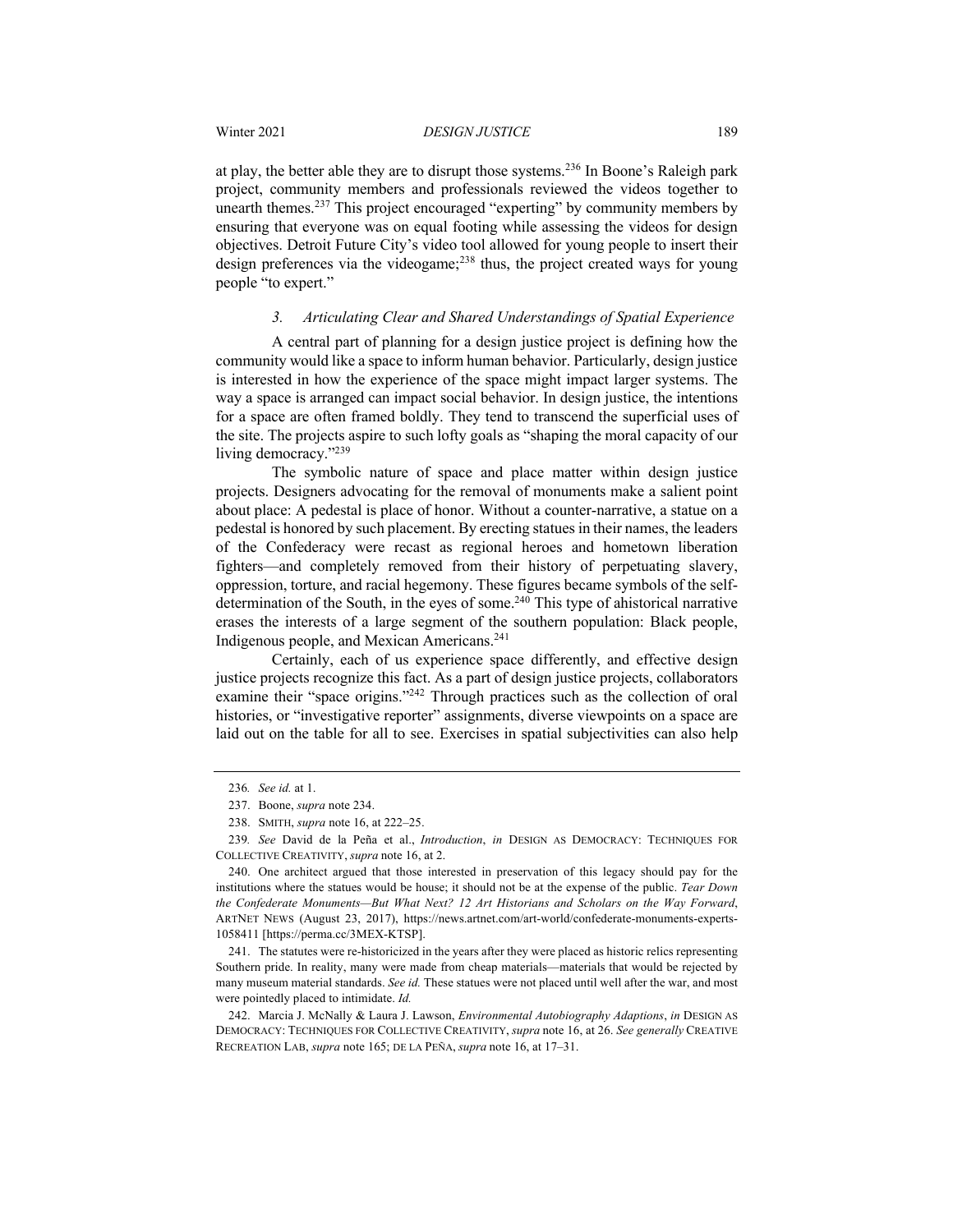at play, the better able they are to disrupt those systems.[236] In Boone's Raleigh park project, community members and professionals reviewed the videos together to unearth themes.[237] This project encouraged "experting" by community members by ensuring that everyone was on equal footing while assessing the videos for design objectives. Detroit Future City's video tool allowed for young people to insert their design preferences via the videogame;[238] thus, the project created ways for young people "to expert."

### *3. Articulating Clear and Shared Understandings of Spatial Experience*

A central part of planning for a design justice project is defining how the community would like a space to inform human behavior. Particularly, design justice is interested in how the experience of the space might impact larger systems. The way a space is arranged can impact social behavior. In design justice, the intentions for a space are often framed boldly. They tend to transcend the superficial uses of the site. The projects aspire to such lofty goals as "shaping the moral capacity of our living democracy."[239]

The symbolic nature of space and place matter within design justice projects. Designers advocating for the removal of monuments make a salient point about place: A pedestal is place of honor. Without a counter-narrative, a statue on a pedestal is honored by such placement. By erecting statues in their names, the leaders of the Confederacy were recast as regional heroes and hometown liberation fighters—and completely removed from their history of perpetuating slavery, oppression, torture, and racial hegemony. These figures became symbols of the self-determination of the South, in the eyes of some.[240] This type of ahistorical narrative erases the interests of a large segment of the southern population: Black people, Indigenous people, and Mexican Americans.[241]

Certainly, each of us experience space differently, and effective design justice projects recognize this fact. As a part of design justice projects, collaborators examine their "space origins."[242] Through practices such as the collection of oral histories, or "investigative reporter" assignments, diverse viewpoints on a space are laid out on the table for all to see. Exercises in spatial subjectivities can also help

---

236. *See id.* at 1.

237. Boone, *supra* note 234.

238. SMITH, *supra* note 16, at 222–25.

239. *See* David de la Peña et al., *Introduction*, *in* DESIGN AS DEMOCRACY: TECHNIQUES FOR COLLECTIVE CREATIVITY, *supra* note 16, at 2.

240. One architect argued that those interested in preservation of this legacy should pay for the institutions where the statues would be house; it should not be at the expense of the public. *Tear Down the Confederate Monuments—But What Next? 12 Art Historians and Scholars on the Way Forward*, ARTNET NEWS (August 23, 2017), https://news.artnet.com/art-world/confederate-monuments-experts-1058411 [https://perma.cc/3MEX-KTSP].

241. The statutes were re-historicized in the years after they were placed as historic relics representing Southern pride. In reality, many were made from cheap materials—materials that would be rejected by many museum material standards. *See id.* These statues were not placed until well after the war, and most were pointedly placed to intimidate. *Id.*

242. Marcia J. McNally & Laura J. Lawson, *Environmental Autobiography Adaptions*, *in* DESIGN AS DEMOCRACY: TECHNIQUES FOR COLLECTIVE CREATIVITY, *supra* note 16, at 26. *See generally* CREATIVE RECREATION LAB, *supra* note 165; DE LA PEÑA, *supra* note 16, at 17–31.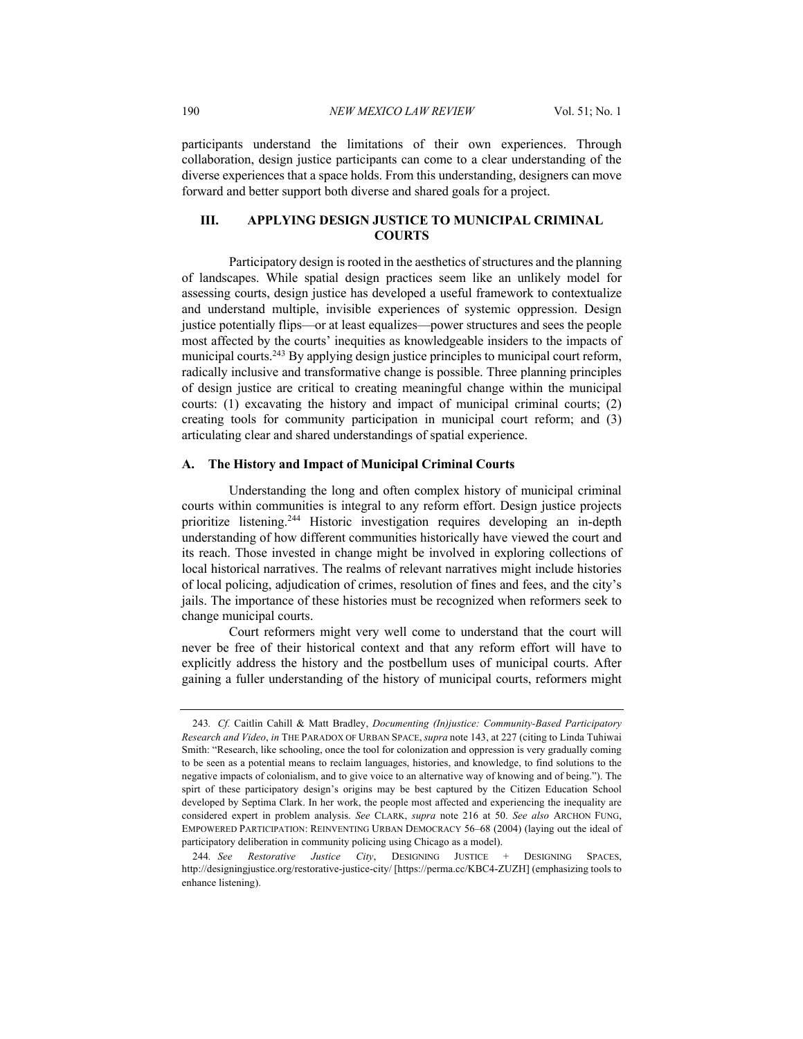participants understand the limitations of their own experiences. Through collaboration, design justice participants can come to a clear understanding of the diverse experiences that a space holds. From this understanding, designers can move forward and better support both diverse and shared goals for a project.

## III. APPLYING DESIGN JUSTICE TO MUNICIPAL CRIMINAL COURTS

Participatory design is rooted in the aesthetics of structures and the planning of landscapes. While spatial design practices seem like an unlikely model for assessing courts, design justice has developed a useful framework to contextualize and understand multiple, invisible experiences of systemic oppression. Design justice potentially flips—or at least equalizes—power structures and sees the people most affected by the courts' inequities as knowledgeable insiders to the impacts of municipal courts.[243] By applying design justice principles to municipal court reform, radically inclusive and transformative change is possible. Three planning principles of design justice are critical to creating meaningful change within the municipal courts: (1) excavating the history and impact of municipal criminal courts; (2) creating tools for community participation in municipal court reform; and (3) articulating clear and shared understandings of spatial experience.

### A. The History and Impact of Municipal Criminal Courts

Understanding the long and often complex history of municipal criminal courts within communities is integral to any reform effort. Design justice projects prioritize listening.[244] Historic investigation requires developing an in-depth understanding of how different communities historically have viewed the court and its reach. Those invested in change might be involved in exploring collections of local historical narratives. The realms of relevant narratives might include histories of local policing, adjudication of crimes, resolution of fines and fees, and the city's jails. The importance of these histories must be recognized when reformers seek to change municipal courts.

Court reformers might very well come to understand that the court will never be free of their historical context and that any reform effort will have to explicitly address the history and the postbellum uses of municipal courts. After gaining a fuller understanding of the history of municipal courts, reformers might

---

243. *Cf.* Caitlin Cahill & Matt Bradley, *Documenting (In)justice: Community-Based Participatory Research and Video*, *in* THE PARADOX OF URBAN SPACE, *supra* note 143, at 227 (citing to Linda Tuhiwai Smith: "Research, like schooling, once the tool for colonization and oppression is very gradually coming to be seen as a potential means to reclaim languages, histories, and knowledge, to find solutions to the negative impacts of colonialism, and to give voice to an alternative way of knowing and of being."). The spirt of these participatory design's origins may be best captured by the Citizen Education School developed by Septima Clark. In her work, the people most affected and experiencing the inequality are considered expert in problem analysis. *See* CLARK, *supra* note 216 at 50. *See also* ARCHON FUNG, EMPOWERED PARTICIPATION: REINVENTING URBAN DEMOCRACY 56–68 (2004) (laying out the ideal of participatory deliberation in community policing using Chicago as a model).

244. *See Restorative Justice City*, DESIGNING JUSTICE + DESIGNING SPACES, http://designingjustice.org/restorative-justice-city/ [https://perma.cc/KBC4-ZUZH] (emphasizing tools to enhance listening).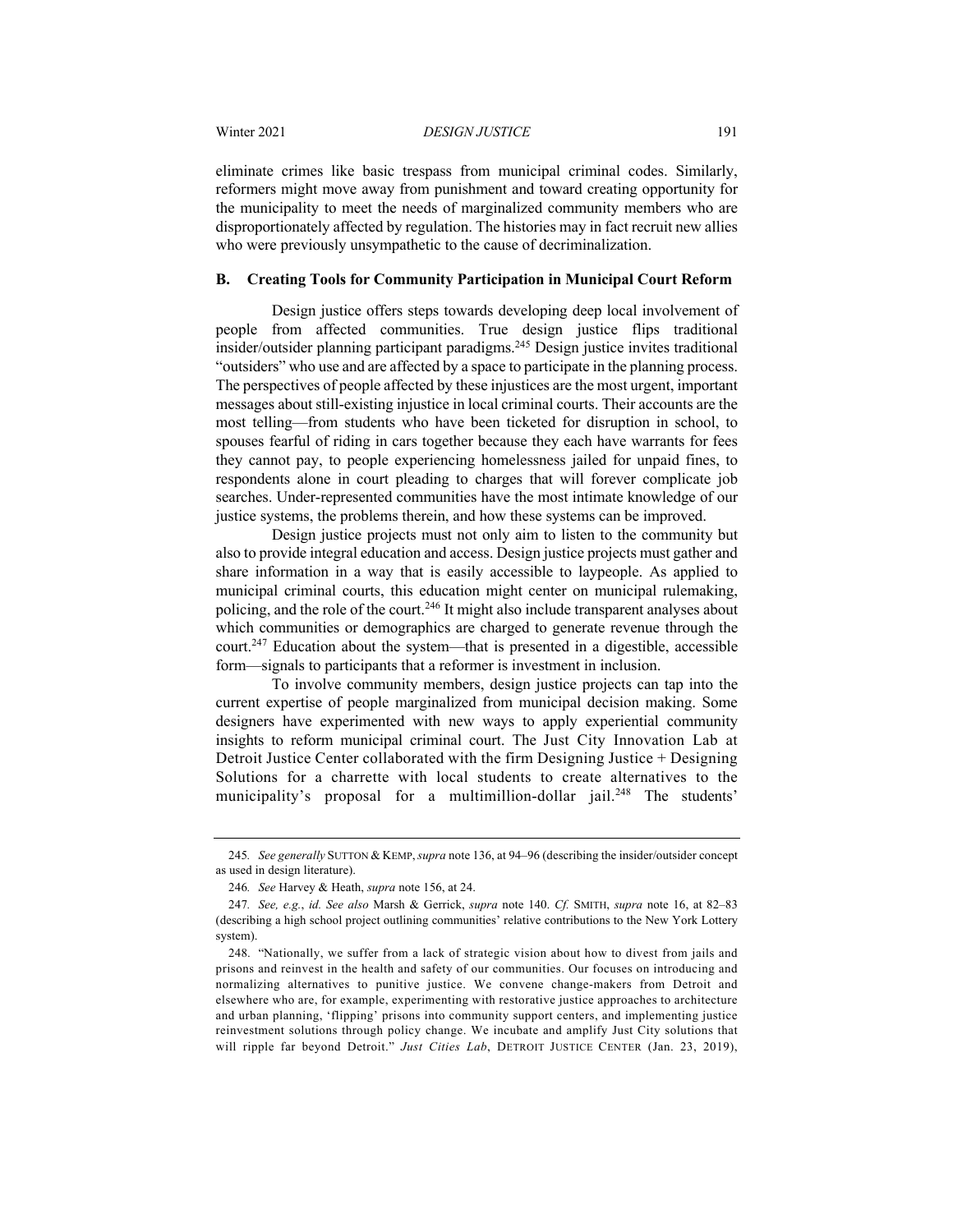eliminate crimes like basic trespass from municipal criminal codes. Similarly, reformers might move away from punishment and toward creating opportunity for the municipality to meet the needs of marginalized community members who are disproportionately affected by regulation. The histories may in fact recruit new allies who were previously unsympathetic to the cause of decriminalization.

### B. Creating Tools for Community Participation in Municipal Court Reform

Design justice offers steps towards developing deep local involvement of people from affected communities. True design justice flips traditional insider/outsider planning participant paradigms.[245] Design justice invites traditional "outsiders" who use and are affected by a space to participate in the planning process. The perspectives of people affected by these injustices are the most urgent, important messages about still-existing injustice in local criminal courts. Their accounts are the most telling—from students who have been ticketed for disruption in school, to spouses fearful of riding in cars together because they each have warrants for fees they cannot pay, to people experiencing homelessness jailed for unpaid fines, to respondents alone in court pleading to charges that will forever complicate job searches. Under-represented communities have the most intimate knowledge of our justice systems, the problems therein, and how these systems can be improved.

Design justice projects must not only aim to listen to the community but also to provide integral education and access. Design justice projects must gather and share information in a way that is easily accessible to laypeople. As applied to municipal criminal courts, this education might center on municipal rulemaking, policing, and the role of the court.[246] It might also include transparent analyses about which communities or demographics are charged to generate revenue through the court.[247] Education about the system—that is presented in a digestible, accessible form—signals to participants that a reformer is investment in inclusion.

To involve community members, design justice projects can tap into the current expertise of people marginalized from municipal decision making. Some designers have experimented with new ways to apply experiential community insights to reform municipal criminal court. The Just City Innovation Lab at Detroit Justice Center collaborated with the firm Designing Justice + Designing Solutions for a charrette with local students to create alternatives to the municipality's proposal for a multimillion-dollar jail.[248] The students'

---

245. *See generally* SUTTON & KEMP, *supra* note 136, at 94–96 (describing the insider/outsider concept as used in design literature).

246. *See* Harvey & Heath, *supra* note 156, at 24.

247. *See, e.g.*, *id. See also* Marsh & Gerrick, *supra* note 140. *Cf.* SMITH, *supra* note 16, at 82–83 (describing a high school project outlining communities' relative contributions to the New York Lottery system).

248. "Nationally, we suffer from a lack of strategic vision about how to divest from jails and prisons and reinvest in the health and safety of our communities. Our focuses on introducing and normalizing alternatives to punitive justice. We convene change-makers from Detroit and elsewhere who are, for example, experimenting with restorative justice approaches to architecture and urban planning, 'flipping' prisons into community support centers, and implementing justice reinvestment solutions through policy change. We incubate and amplify Just City solutions that will ripple far beyond Detroit." *Just Cities Lab*, DETROIT JUSTICE CENTER (Jan. 23, 2019),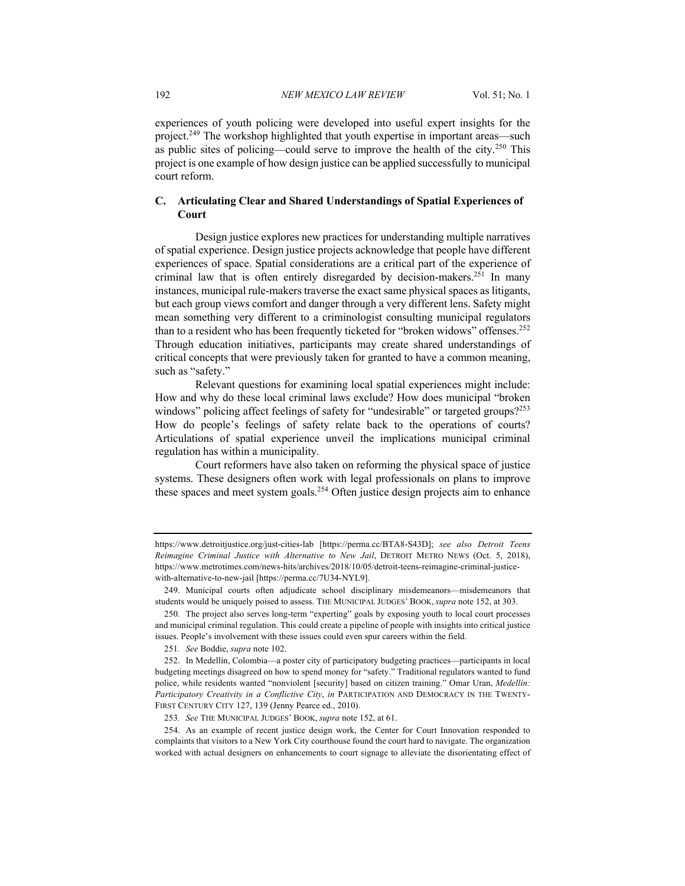experiences of youth policing were developed into useful expert insights for the project.[249] The workshop highlighted that youth expertise in important areas—such as public sites of policing—could serve to improve the health of the city.[250] This project is one example of how design justice can be applied successfully to municipal court reform.

### C. Articulating Clear and Shared Understandings of Spatial Experiences of Court

Design justice explores new practices for understanding multiple narratives of spatial experience. Design justice projects acknowledge that people have different experiences of space. Spatial considerations are a critical part of the experience of criminal law that is often entirely disregarded by decision-makers.[251] In many instances, municipal rule-makers traverse the exact same physical spaces as litigants, but each group views comfort and danger through a very different lens. Safety might mean something very different to a criminologist consulting municipal regulators than to a resident who has been frequently ticketed for "broken widows" offenses.[252] Through education initiatives, participants may create shared understandings of critical concepts that were previously taken for granted to have a common meaning, such as "safety."

Relevant questions for examining local spatial experiences might include: How and why do these local criminal laws exclude? How does municipal "broken windows" policing affect feelings of safety for "undesirable" or targeted groups?[253] How do people's feelings of safety relate back to the operations of courts? Articulations of spatial experience unveil the implications municipal criminal regulation has within a municipality.

Court reformers have also taken on reforming the physical space of justice systems. These designers often work with legal professionals on plans to improve these spaces and meet system goals.[254] Often justice design projects aim to enhance

---

https://www.detroitjustice.org/just-cities-lab [https://perma.cc/BTA8-S43D]; *see also Detroit Teens Reimagine Criminal Justice with Alternative to New Jail*, DETROIT METRO NEWS (Oct. 5, 2018), https://www.metrotimes.com/news-hits/archives/2018/10/05/detroit-teens-reimagine-criminal-justice-with-alternative-to-new-jail [https://perma.cc/7U34-NYL9].

249. Municipal courts often adjudicate school disciplinary misdemeanors—misdemeanors that students would be uniquely poised to assess. THE MUNICIPAL JUDGES' BOOK, *supra* note 152, at 303.

250. The project also serves long-term "experting" goals by exposing youth to local court processes and municipal criminal regulation. This could create a pipeline of people with insights into critical justice issues. People's involvement with these issues could even spur careers within the field.

251. *See* Boddie, *supra* note 102.

252. In Medellín, Colombia—a poster city of participatory budgeting practices—participants in local budgeting meetings disagreed on how to spend money for "safety." Traditional regulators wanted to fund police, while residents wanted "nonviolent [security] based on citizen training." Omar Uran, *Medellín: Participatory Creativity in a Conflictive City*, *in* PARTICIPATION AND DEMOCRACY IN THE TWENTY-FIRST CENTURY CITY 127, 139 (Jenny Pearce ed., 2010).

253. *See* THE MUNICIPAL JUDGES' BOOK, *supra* note 152, at 61.

254. As an example of recent justice design work, the Center for Court Innovation responded to complaints that visitors to a New York City courthouse found the court hard to navigate. The organization worked with actual designers on enhancements to court signage to alleviate the disorientating effect of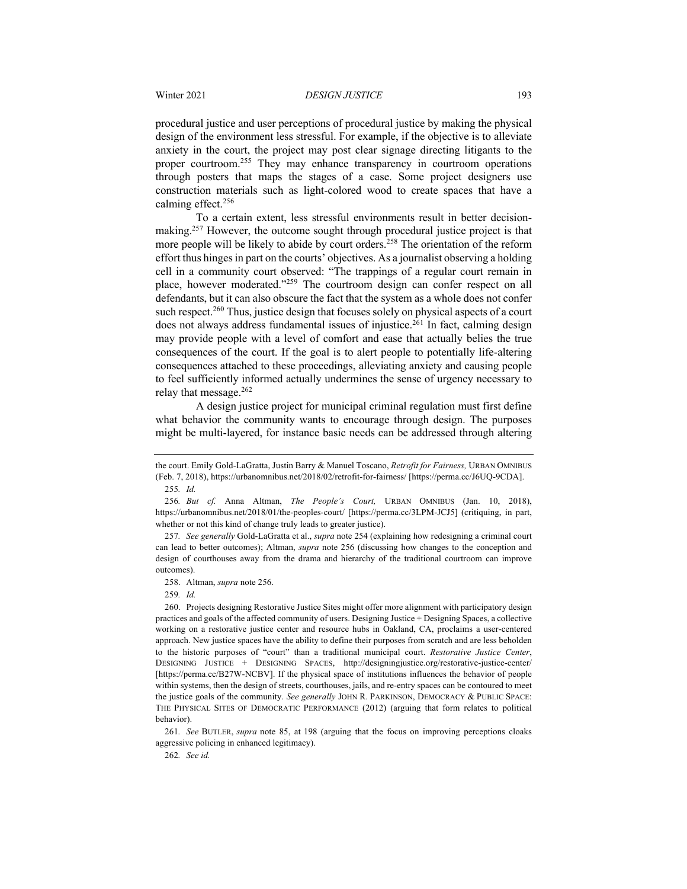procedural justice and user perceptions of procedural justice by making the physical design of the environment less stressful. For example, if the objective is to alleviate anxiety in the court, the project may post clear signage directing litigants to the proper courtroom.[255] They may enhance transparency in courtroom operations through posters that maps the stages of a case. Some project designers use construction materials such as light-colored wood to create spaces that have a calming effect.[256]

To a certain extent, less stressful environments result in better decision-making.[257] However, the outcome sought through procedural justice project is that more people will be likely to abide by court orders.[258] The orientation of the reform effort thus hinges in part on the courts' objectives. As a journalist observing a holding cell in a community court observed: "The trappings of a regular court remain in place, however moderated."[259] The courtroom design can confer respect on all defendants, but it can also obscure the fact that the system as a whole does not confer such respect.[260] Thus, justice design that focuses solely on physical aspects of a court does not always address fundamental issues of injustice.[261] In fact, calming design may provide people with a level of comfort and ease that actually belies the true consequences of the court. If the goal is to alert people to potentially life-altering consequences attached to these proceedings, alleviating anxiety and causing people to feel sufficiently informed actually undermines the sense of urgency necessary to relay that message.[262]

A design justice project for municipal criminal regulation must first define what behavior the community wants to encourage through design. The purposes might be multi-layered, for instance basic needs can be addressed through altering

---

the court. Emily Gold-LaGratta, Justin Barry & Manuel Toscano, *Retrofit for Fairness,* URBAN OMNIBUS (Feb. 7, 2018), https://urbanomnibus.net/2018/02/retrofit-for-fairness/ [https://perma.cc/J6UQ-9CDA].

255. *Id.*

256. *But cf.* Anna Altman, *The People's Court,* URBAN OMNIBUS (Jan. 10, 2018), https://urbanomnibus.net/2018/01/the-peoples-court/ [https://perma.cc/3LPM-JCJ5] (critiquing, in part, whether or not this kind of change truly leads to greater justice).

257. *See generally* Gold-LaGratta et al., *supra* note 254 (explaining how redesigning a criminal court can lead to better outcomes); Altman, *supra* note 256 (discussing how changes to the conception and design of courthouses away from the drama and hierarchy of the traditional courtroom can improve outcomes).

258. Altman, *supra* note 256.

259. *Id.*

260. Projects designing Restorative Justice Sites might offer more alignment with participatory design practices and goals of the affected community of users. Designing Justice + Designing Spaces, a collective working on a restorative justice center and resource hubs in Oakland, CA, proclaims a user-centered approach. New justice spaces have the ability to define their purposes from scratch and are less beholden to the historic purposes of "court" than a traditional municipal court. *Restorative Justice Center*, DESIGNING JUSTICE + DESIGNING SPACES, http://designingjustice.org/restorative-justice-center/ [https://perma.cc/B27W-NCBV]. If the physical space of institutions influences the behavior of people within systems, then the design of streets, courthouses, jails, and re-entry spaces can be contoured to meet the justice goals of the community. *See generally* JOHN R. PARKINSON, DEMOCRACY & PUBLIC SPACE: THE PHYSICAL SITES OF DEMOCRATIC PERFORMANCE (2012) (arguing that form relates to political behavior).

261. *See* BUTLER, *supra* note 85, at 198 (arguing that the focus on improving perceptions cloaks aggressive policing in enhanced legitimacy).

262. *See id.*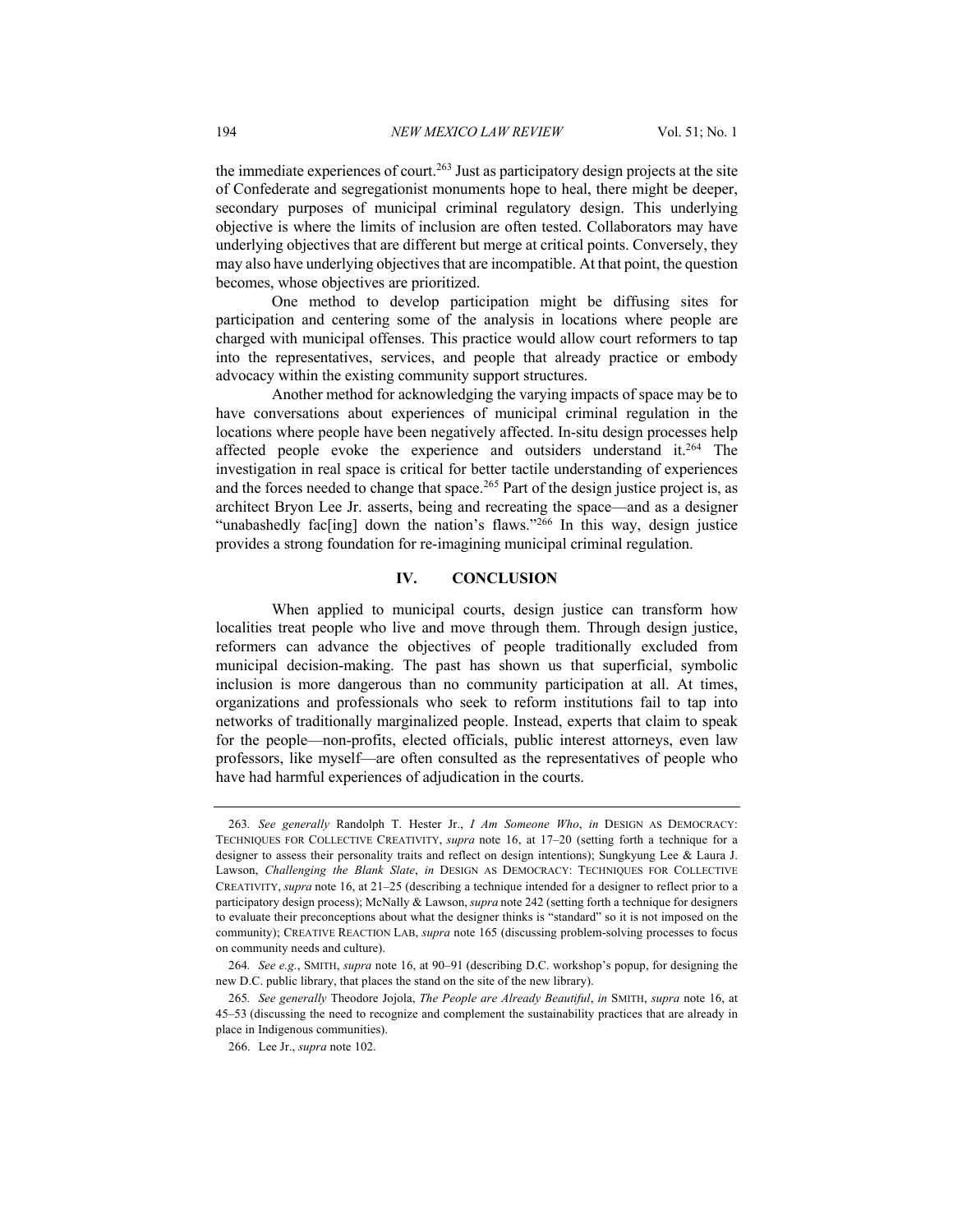the immediate experiences of court.[263] Just as participatory design projects at the site of Confederate and segregationist monuments hope to heal, there might be deeper, secondary purposes of municipal criminal regulatory design. This underlying objective is where the limits of inclusion are often tested. Collaborators may have underlying objectives that are different but merge at critical points. Conversely, they may also have underlying objectives that are incompatible. At that point, the question becomes, whose objectives are prioritized.

One method to develop participation might be diffusing sites for participation and centering some of the analysis in locations where people are charged with municipal offenses. This practice would allow court reformers to tap into the representatives, services, and people that already practice or embody advocacy within the existing community support structures.

Another method for acknowledging the varying impacts of space may be to have conversations about experiences of municipal criminal regulation in the locations where people have been negatively affected. In-situ design processes help affected people evoke the experience and outsiders understand it.[264] The investigation in real space is critical for better tactile understanding of experiences and the forces needed to change that space.[265] Part of the design justice project is, as architect Bryon Lee Jr. asserts, being and recreating the space—and as a designer "unabashedly fac[ing] down the nation's flaws."[266] In this way, design justice provides a strong foundation for re-imagining municipal criminal regulation.

## IV. CONCLUSION

When applied to municipal courts, design justice can transform how localities treat people who live and move through them. Through design justice, reformers can advance the objectives of people traditionally excluded from municipal decision-making. The past has shown us that superficial, symbolic inclusion is more dangerous than no community participation at all. At times, organizations and professionals who seek to reform institutions fail to tap into networks of traditionally marginalized people. Instead, experts that claim to speak for the people—non-profits, elected officials, public interest attorneys, even law professors, like myself—are often consulted as the representatives of people who have had harmful experiences of adjudication in the courts.

---

263. *See generally* Randolph T. Hester Jr., *I Am Someone Who*, *in* DESIGN AS DEMOCRACY: TECHNIQUES FOR COLLECTIVE CREATIVITY, *supra* note 16, at 17–20 (setting forth a technique for a designer to assess their personality traits and reflect on design intentions); Sungkyung Lee & Laura J. Lawson, *Challenging the Blank Slate*, *in* DESIGN AS DEMOCRACY: TECHNIQUES FOR COLLECTIVE CREATIVITY, *supra* note 16, at 21–25 (describing a technique intended for a designer to reflect prior to a participatory design process); McNally & Lawson, *supra* note 242 (setting forth a technique for designers to evaluate their preconceptions about what the designer thinks is "standard" so it is not imposed on the community); CREATIVE REACTION LAB, *supra* note 165 (discussing problem-solving processes to focus on community needs and culture).

264. *See e.g.*, SMITH, *supra* note 16, at 90–91 (describing D.C. workshop's popup, for designing the new D.C. public library, that places the stand on the site of the new library).

265. *See generally* Theodore Jojola, *The People are Already Beautiful*, *in* SMITH, *supra* note 16, at 45–53 (discussing the need to recognize and complement the sustainability practices that are already in place in Indigenous communities).

266. Lee Jr., *supra* note 102.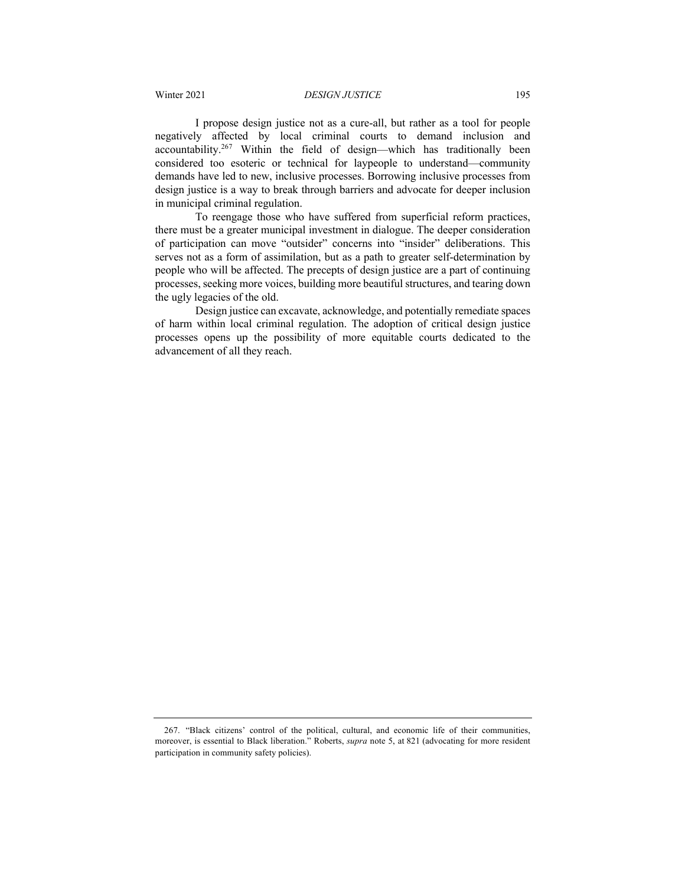I propose design justice not as a cure-all, but rather as a tool for people negatively affected by local criminal courts to demand inclusion and accountability.[267] Within the field of design—which has traditionally been considered too esoteric or technical for laypeople to understand—community demands have led to new, inclusive processes. Borrowing inclusive processes from design justice is a way to break through barriers and advocate for deeper inclusion in municipal criminal regulation.

To reengage those who have suffered from superficial reform practices, there must be a greater municipal investment in dialogue. The deeper consideration of participation can move "outsider" concerns into "insider" deliberations. This serves not as a form of assimilation, but as a path to greater self-determination by people who will be affected. The precepts of design justice are a part of continuing processes, seeking more voices, building more beautiful structures, and tearing down the ugly legacies of the old.

Design justice can excavate, acknowledge, and potentially remediate spaces of harm within local criminal regulation. The adoption of critical design justice processes opens up the possibility of more equitable courts dedicated to the advancement of all they reach.

---

267. "Black citizens' control of the political, cultural, and economic life of their communities, moreover, is essential to Black liberation." Roberts, *supra* note 5, at 821 (advocating for more resident participation in community safety policies).